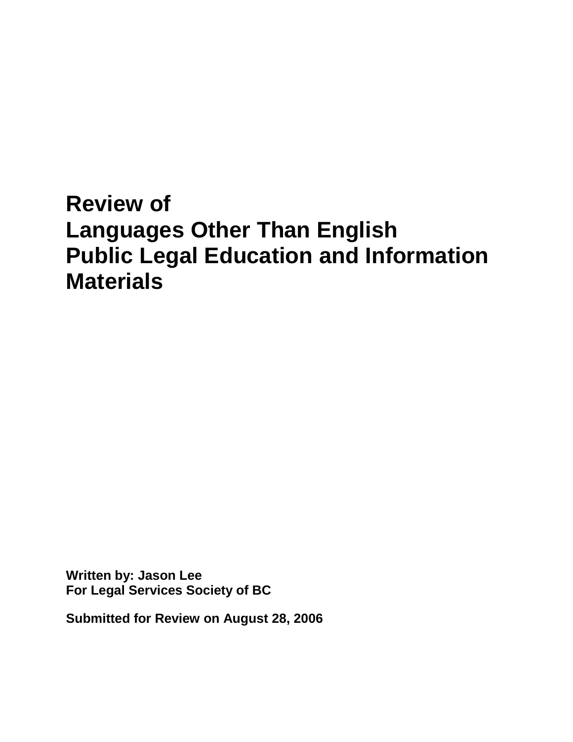# Review of
# Languages Other Than English
# Public Legal Education and Information Materials

**Written by: Jason Lee**
**For Legal Services Society of BC**

**Submitted for Review on August 28, 2006**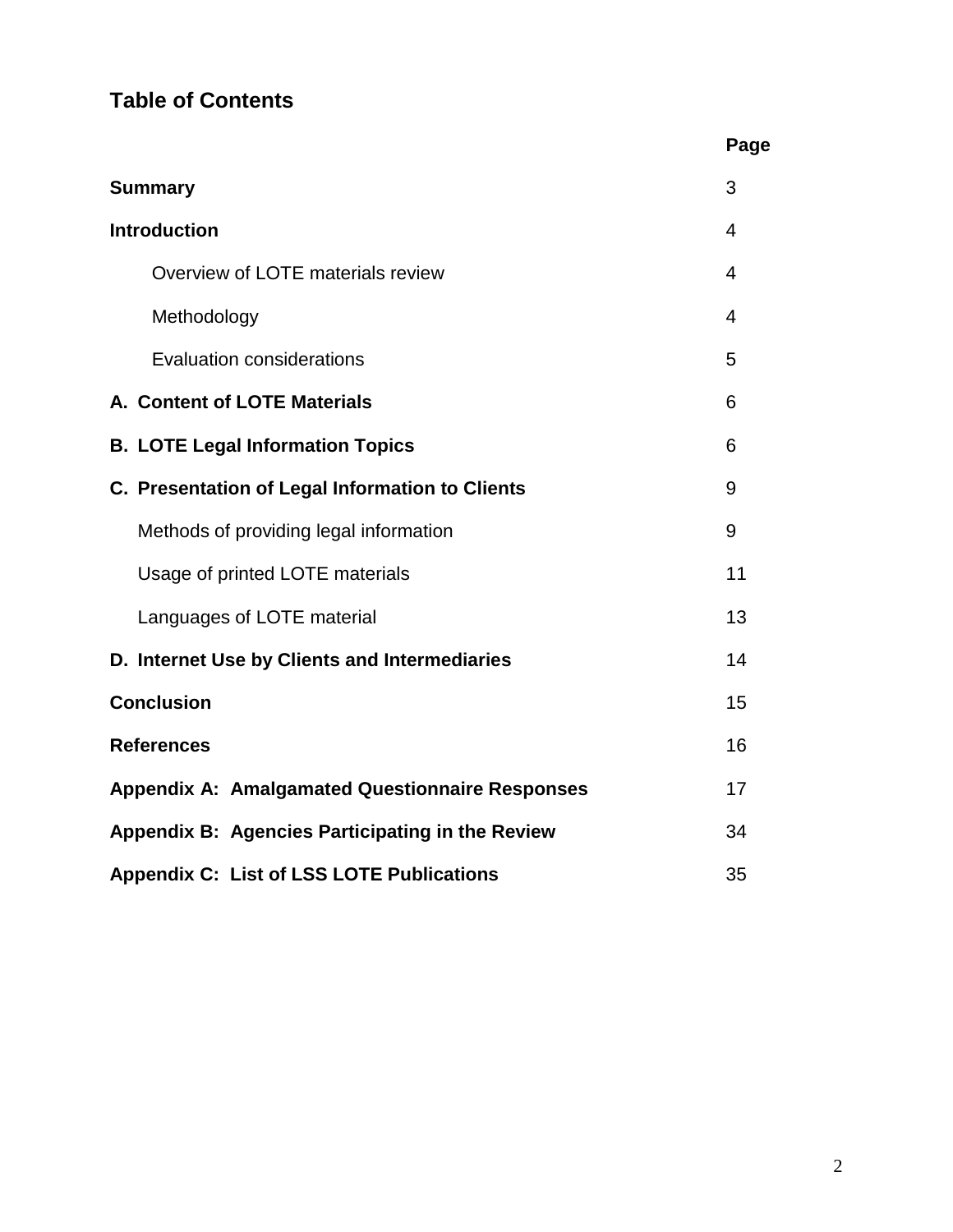## Table of Contents

| | Page |
|---|---|
| **Summary** | 3 |
| **Introduction** | 4 |
| Overview of LOTE materials review | 4 |
| Methodology | 4 |
| Evaluation considerations | 5 |
| **A. Content of LOTE Materials** | 6 |
| **B. LOTE Legal Information Topics** | 6 |
| **C. Presentation of Legal Information to Clients** | 9 |
| Methods of providing legal information | 9 |
| Usage of printed LOTE materials | 11 |
| Languages of LOTE material | 13 |
| **D. Internet Use by Clients and Intermediaries** | 14 |
| **Conclusion** | 15 |
| **References** | 16 |
| **Appendix A: Amalgamated Questionnaire Responses** | 17 |
| **Appendix B: Agencies Participating in the Review** | 34 |
| **Appendix C: List of LSS LOTE Publications** | 35 |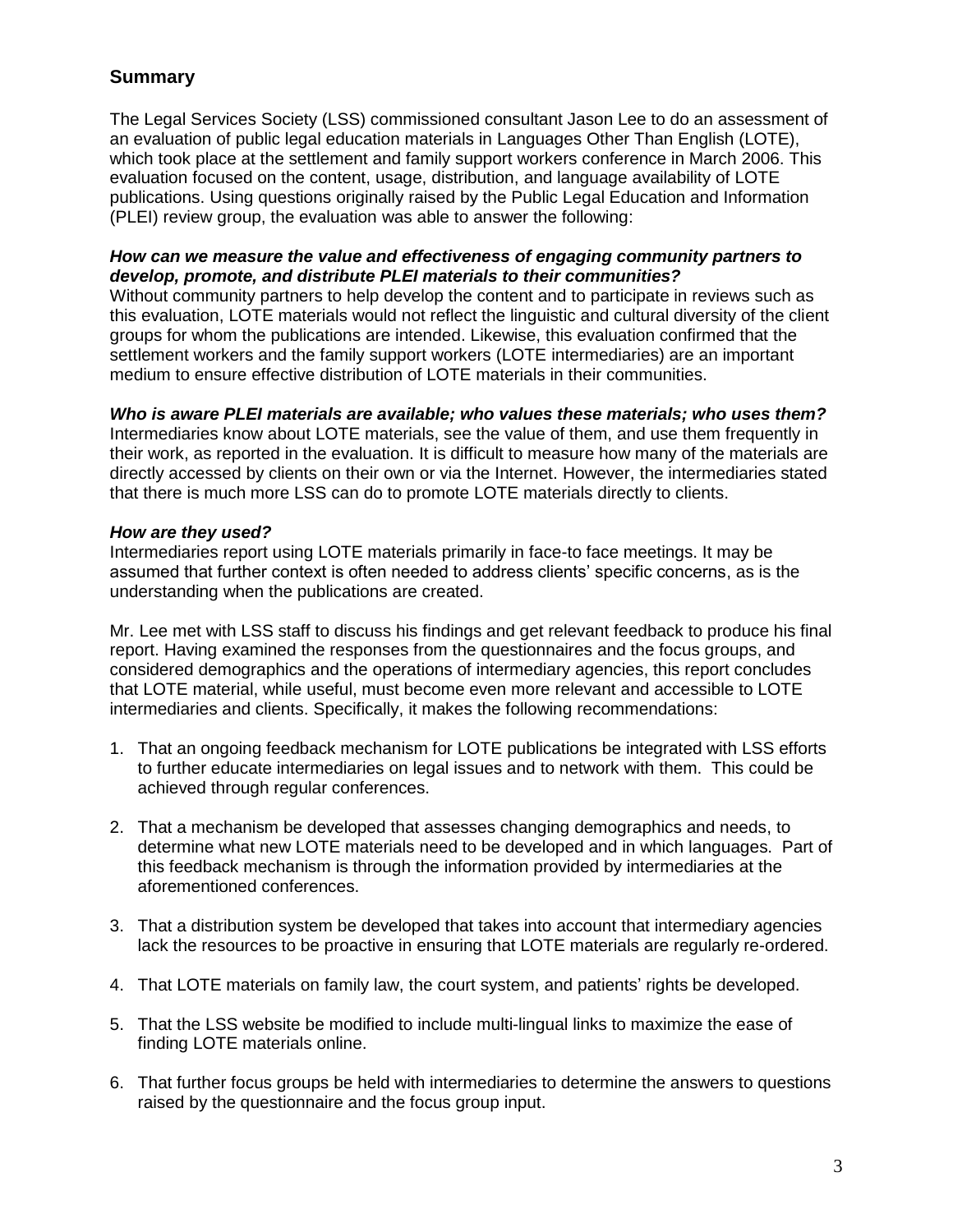## Summary

The Legal Services Society (LSS) commissioned consultant Jason Lee to do an assessment of an evaluation of public legal education materials in Languages Other Than English (LOTE), which took place at the settlement and family support workers conference in March 2006. This evaluation focused on the content, usage, distribution, and language availability of LOTE publications. Using questions originally raised by the Public Legal Education and Information (PLEI) review group, the evaluation was able to answer the following:

***How can we measure the value and effectiveness of engaging community partners to develop, promote, and distribute PLEI materials to their communities?***
Without community partners to help develop the content and to participate in reviews such as this evaluation, LOTE materials would not reflect the linguistic and cultural diversity of the client groups for whom the publications are intended. Likewise, this evaluation confirmed that the settlement workers and the family support workers (LOTE intermediaries) are an important medium to ensure effective distribution of LOTE materials in their communities.

***Who is aware PLEI materials are available; who values these materials; who uses them?***
Intermediaries know about LOTE materials, see the value of them, and use them frequently in their work, as reported in the evaluation. It is difficult to measure how many of the materials are directly accessed by clients on their own or via the Internet. However, the intermediaries stated that there is much more LSS can do to promote LOTE materials directly to clients.

***How are they used?***
Intermediaries report using LOTE materials primarily in face-to face meetings. It may be assumed that further context is often needed to address clients' specific concerns, as is the understanding when the publications are created.

Mr. Lee met with LSS staff to discuss his findings and get relevant feedback to produce his final report. Having examined the responses from the questionnaires and the focus groups, and considered demographics and the operations of intermediary agencies, this report concludes that LOTE material, while useful, must become even more relevant and accessible to LOTE intermediaries and clients. Specifically, it makes the following recommendations:

1. That an ongoing feedback mechanism for LOTE publications be integrated with LSS efforts to further educate intermediaries on legal issues and to network with them. This could be achieved through regular conferences.

2. That a mechanism be developed that assesses changing demographics and needs, to determine what new LOTE materials need to be developed and in which languages. Part of this feedback mechanism is through the information provided by intermediaries at the aforementioned conferences.

3. That a distribution system be developed that takes into account that intermediary agencies lack the resources to be proactive in ensuring that LOTE materials are regularly re-ordered.

4. That LOTE materials on family law, the court system, and patients' rights be developed.

5. That the LSS website be modified to include multi-lingual links to maximize the ease of finding LOTE materials online.

6. That further focus groups be held with intermediaries to determine the answers to questions raised by the questionnaire and the focus group input.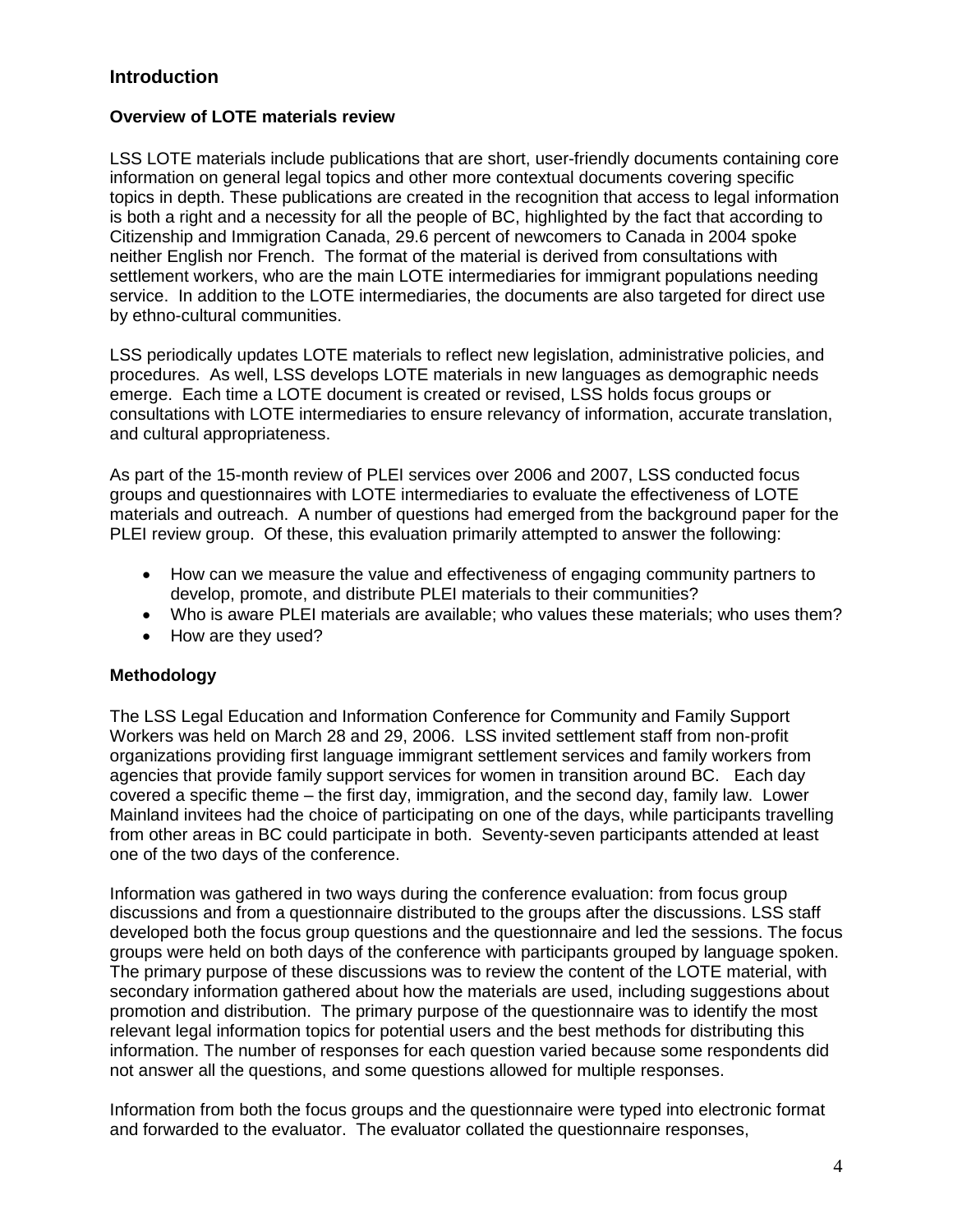## Introduction

### Overview of LOTE materials review

LSS LOTE materials include publications that are short, user-friendly documents containing core information on general legal topics and other more contextual documents covering specific topics in depth. These publications are created in the recognition that access to legal information is both a right and a necessity for all the people of BC, highlighted by the fact that according to Citizenship and Immigration Canada, 29.6 percent of newcomers to Canada in 2004 spoke neither English nor French. The format of the material is derived from consultations with settlement workers, who are the main LOTE intermediaries for immigrant populations needing service. In addition to the LOTE intermediaries, the documents are also targeted for direct use by ethno-cultural communities.

LSS periodically updates LOTE materials to reflect new legislation, administrative policies, and procedures. As well, LSS develops LOTE materials in new languages as demographic needs emerge. Each time a LOTE document is created or revised, LSS holds focus groups or consultations with LOTE intermediaries to ensure relevancy of information, accurate translation, and cultural appropriateness.

As part of the 15-month review of PLEI services over 2006 and 2007, LSS conducted focus groups and questionnaires with LOTE intermediaries to evaluate the effectiveness of LOTE materials and outreach. A number of questions had emerged from the background paper for the PLEI review group. Of these, this evaluation primarily attempted to answer the following:

- How can we measure the value and effectiveness of engaging community partners to develop, promote, and distribute PLEI materials to their communities?
- Who is aware PLEI materials are available; who values these materials; who uses them?
- How are they used?

### Methodology

The LSS Legal Education and Information Conference for Community and Family Support Workers was held on March 28 and 29, 2006. LSS invited settlement staff from non-profit organizations providing first language immigrant settlement services and family workers from agencies that provide family support services for women in transition around BC. Each day covered a specific theme – the first day, immigration, and the second day, family law. Lower Mainland invitees had the choice of participating on one of the days, while participants travelling from other areas in BC could participate in both. Seventy-seven participants attended at least one of the two days of the conference.

Information was gathered in two ways during the conference evaluation: from focus group discussions and from a questionnaire distributed to the groups after the discussions. LSS staff developed both the focus group questions and the questionnaire and led the sessions. The focus groups were held on both days of the conference with participants grouped by language spoken. The primary purpose of these discussions was to review the content of the LOTE material, with secondary information gathered about how the materials are used, including suggestions about promotion and distribution. The primary purpose of the questionnaire was to identify the most relevant legal information topics for potential users and the best methods for distributing this information. The number of responses for each question varied because some respondents did not answer all the questions, and some questions allowed for multiple responses.

Information from both the focus groups and the questionnaire were typed into electronic format and forwarded to the evaluator. The evaluator collated the questionnaire responses,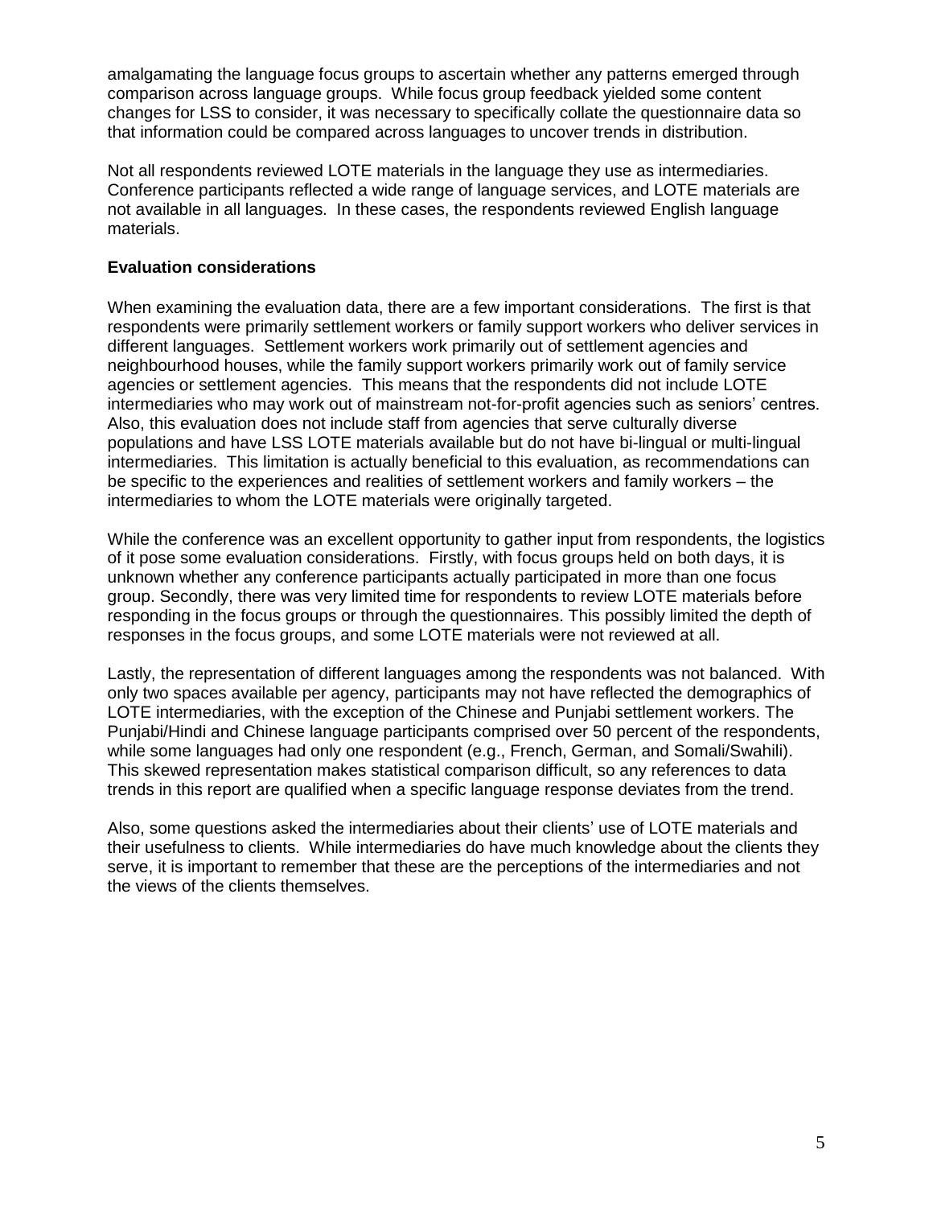amalgamating the language focus groups to ascertain whether any patterns emerged through comparison across language groups. While focus group feedback yielded some content changes for LSS to consider, it was necessary to specifically collate the questionnaire data so that information could be compared across languages to uncover trends in distribution.

Not all respondents reviewed LOTE materials in the language they use as intermediaries. Conference participants reflected a wide range of language services, and LOTE materials are not available in all languages. In these cases, the respondents reviewed English language materials.

**Evaluation considerations**

When examining the evaluation data, there are a few important considerations. The first is that respondents were primarily settlement workers or family support workers who deliver services in different languages. Settlement workers work primarily out of settlement agencies and neighbourhood houses, while the family support workers primarily work out of family service agencies or settlement agencies. This means that the respondents did not include LOTE intermediaries who may work out of mainstream not-for-profit agencies such as seniors' centres. Also, this evaluation does not include staff from agencies that serve culturally diverse populations and have LSS LOTE materials available but do not have bi-lingual or multi-lingual intermediaries. This limitation is actually beneficial to this evaluation, as recommendations can be specific to the experiences and realities of settlement workers and family workers – the intermediaries to whom the LOTE materials were originally targeted.

While the conference was an excellent opportunity to gather input from respondents, the logistics of it pose some evaluation considerations. Firstly, with focus groups held on both days, it is unknown whether any conference participants actually participated in more than one focus group. Secondly, there was very limited time for respondents to review LOTE materials before responding in the focus groups or through the questionnaires. This possibly limited the depth of responses in the focus groups, and some LOTE materials were not reviewed at all.

Lastly, the representation of different languages among the respondents was not balanced. With only two spaces available per agency, participants may not have reflected the demographics of LOTE intermediaries, with the exception of the Chinese and Punjabi settlement workers. The Punjabi/Hindi and Chinese language participants comprised over 50 percent of the respondents, while some languages had only one respondent (e.g., French, German, and Somali/Swahili). This skewed representation makes statistical comparison difficult, so any references to data trends in this report are qualified when a specific language response deviates from the trend.

Also, some questions asked the intermediaries about their clients' use of LOTE materials and their usefulness to clients. While intermediaries do have much knowledge about the clients they serve, it is important to remember that these are the perceptions of the intermediaries and not the views of the clients themselves.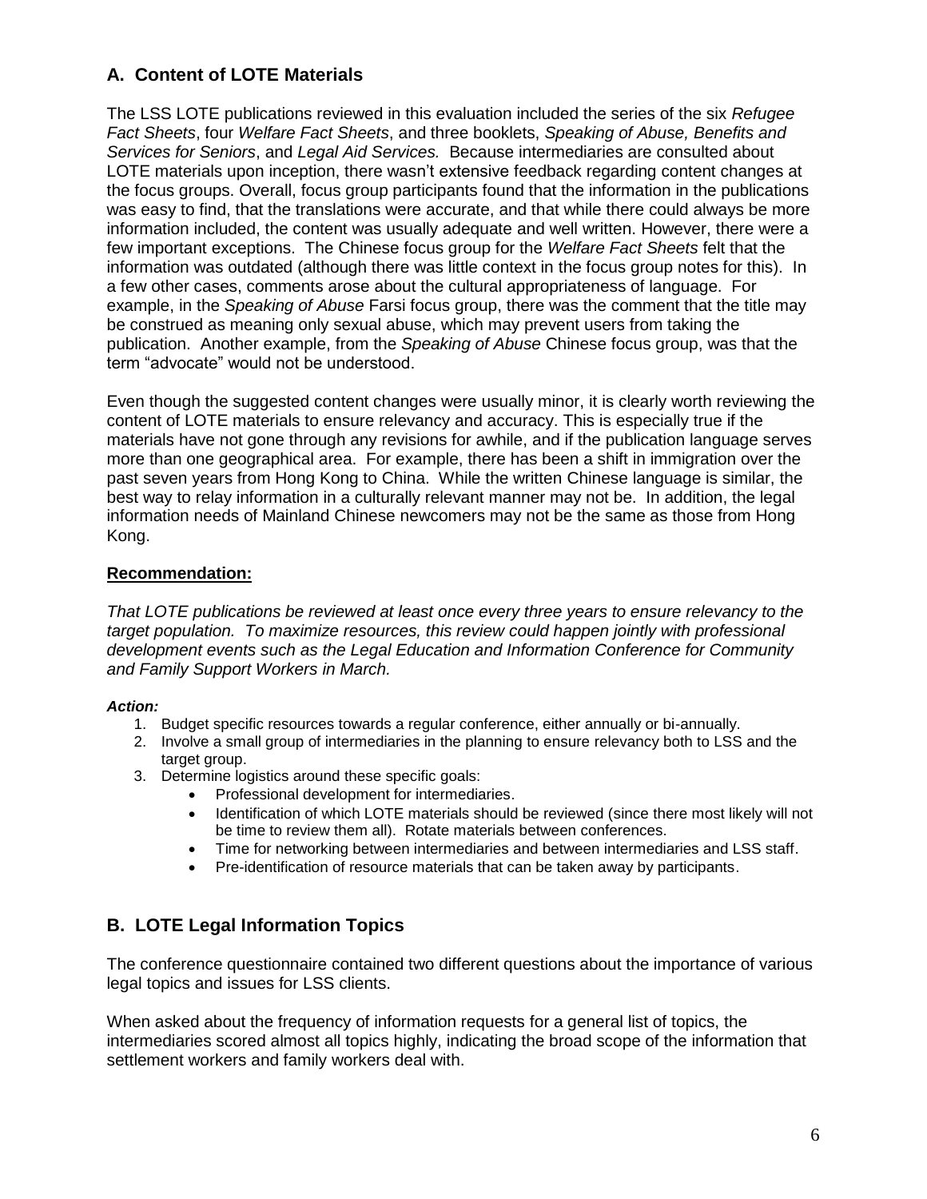## A. Content of LOTE Materials

The LSS LOTE publications reviewed in this evaluation included the series of the six *Refugee Fact Sheets*, four *Welfare Fact Sheets*, and three booklets, *Speaking of Abuse, Benefits and Services for Seniors*, and *Legal Aid Services.* Because intermediaries are consulted about LOTE materials upon inception, there wasn't extensive feedback regarding content changes at the focus groups. Overall, focus group participants found that the information in the publications was easy to find, that the translations were accurate, and that while there could always be more information included, the content was usually adequate and well written. However, there were a few important exceptions. The Chinese focus group for the *Welfare Fact Sheets* felt that the information was outdated (although there was little context in the focus group notes for this). In a few other cases, comments arose about the cultural appropriateness of language. For example, in the *Speaking of Abuse* Farsi focus group, there was the comment that the title may be construed as meaning only sexual abuse, which may prevent users from taking the publication. Another example, from the *Speaking of Abuse* Chinese focus group, was that the term "advocate" would not be understood.

Even though the suggested content changes were usually minor, it is clearly worth reviewing the content of LOTE materials to ensure relevancy and accuracy. This is especially true if the materials have not gone through any revisions for awhile, and if the publication language serves more than one geographical area. For example, there has been a shift in immigration over the past seven years from Hong Kong to China. While the written Chinese language is similar, the best way to relay information in a culturally relevant manner may not be. In addition, the legal information needs of Mainland Chinese newcomers may not be the same as those from Hong Kong.

**Recommendation:**

*That LOTE publications be reviewed at least once every three years to ensure relevancy to the target population. To maximize resources, this review could happen jointly with professional development events such as the Legal Education and Information Conference for Community and Family Support Workers in March.*

***Action:***

1. Budget specific resources towards a regular conference, either annually or bi-annually.
2. Involve a small group of intermediaries in the planning to ensure relevancy both to LSS and the target group.
3. Determine logistics around these specific goals:
   - Professional development for intermediaries.
   - Identification of which LOTE materials should be reviewed (since there most likely will not be time to review them all). Rotate materials between conferences.
   - Time for networking between intermediaries and between intermediaries and LSS staff.
   - Pre-identification of resource materials that can be taken away by participants.

## B. LOTE Legal Information Topics

The conference questionnaire contained two different questions about the importance of various legal topics and issues for LSS clients.

When asked about the frequency of information requests for a general list of topics, the intermediaries scored almost all topics highly, indicating the broad scope of the information that settlement workers and family workers deal with.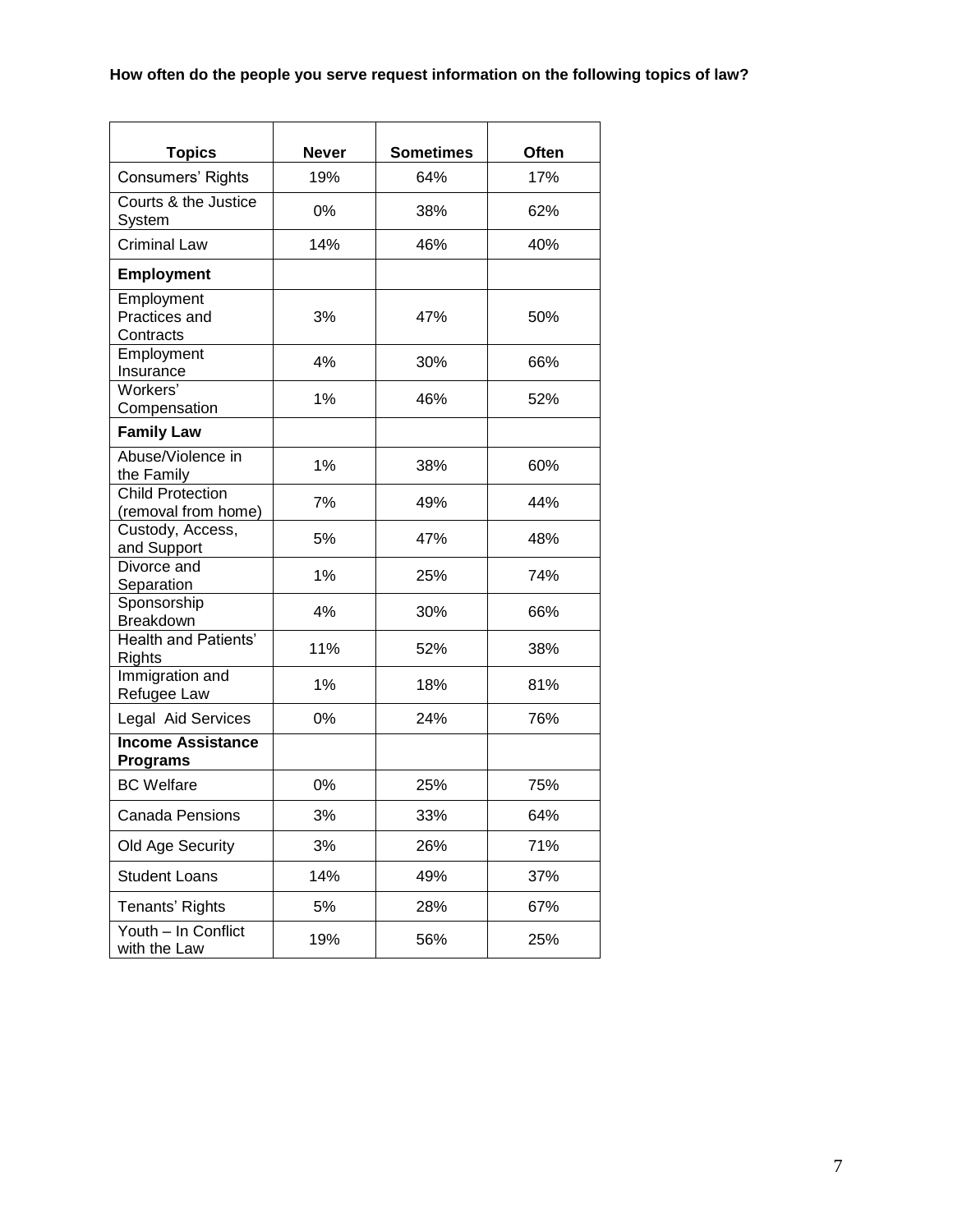**How often do the people you serve request information on the following topics of law?**

| Topics | Never | Sometimes | Often |
|---|---|---|---|
| Consumers' Rights | 19% | 64% | 17% |
| Courts & the Justice System | 0% | 38% | 62% |
| Criminal Law | 14% | 46% | 40% |
| **Employment** | | | |
| Employment Practices and Contracts | 3% | 47% | 50% |
| Employment Insurance | 4% | 30% | 66% |
| Workers' Compensation | 1% | 46% | 52% |
| **Family Law** | | | |
| Abuse/Violence in the Family | 1% | 38% | 60% |
| Child Protection (removal from home) | 7% | 49% | 44% |
| Custody, Access, and Support | 5% | 47% | 48% |
| Divorce and Separation | 1% | 25% | 74% |
| Sponsorship Breakdown | 4% | 30% | 66% |
| Health and Patients' Rights | 11% | 52% | 38% |
| Immigration and Refugee Law | 1% | 18% | 81% |
| Legal Aid Services | 0% | 24% | 76% |
| **Income Assistance Programs** | | | |
| BC Welfare | 0% | 25% | 75% |
| Canada Pensions | 3% | 33% | 64% |
| Old Age Security | 3% | 26% | 71% |
| Student Loans | 14% | 49% | 37% |
| Tenants' Rights | 5% | 28% | 67% |
| Youth – In Conflict with the Law | 19% | 56% | 25% |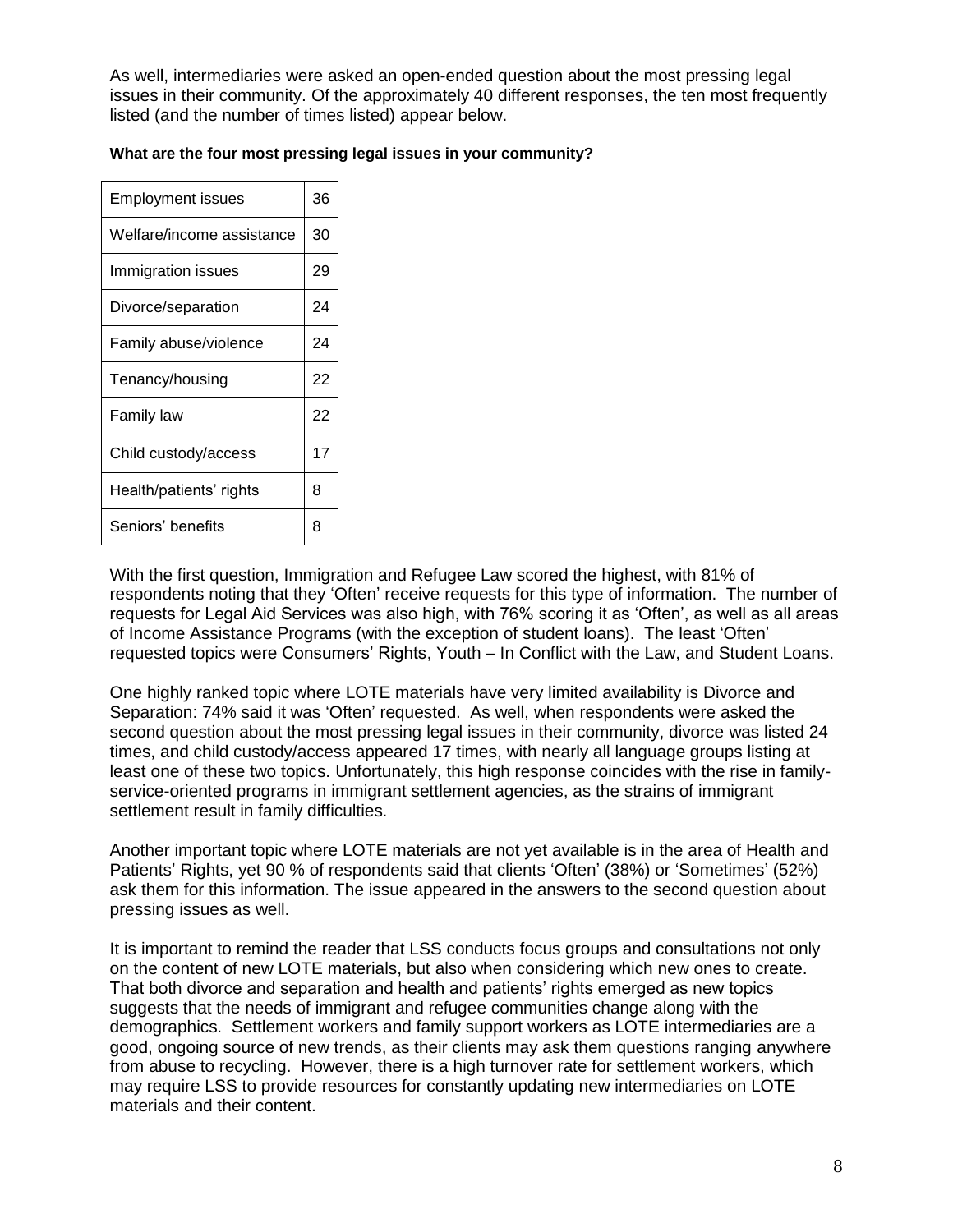As well, intermediaries were asked an open-ended question about the most pressing legal issues in their community. Of the approximately 40 different responses, the ten most frequently listed (and the number of times listed) appear below.

**What are the four most pressing legal issues in your community?**

| | |
|---|---|
| Employment issues | 36 |
| Welfare/income assistance | 30 |
| Immigration issues | 29 |
| Divorce/separation | 24 |
| Family abuse/violence | 24 |
| Tenancy/housing | 22 |
| Family law | 22 |
| Child custody/access | 17 |
| Health/patients' rights | 8 |
| Seniors' benefits | 8 |

With the first question, Immigration and Refugee Law scored the highest, with 81% of respondents noting that they 'Often' receive requests for this type of information. The number of requests for Legal Aid Services was also high, with 76% scoring it as 'Often', as well as all areas of Income Assistance Programs (with the exception of student loans). The least 'Often' requested topics were Consumers' Rights, Youth – In Conflict with the Law, and Student Loans.

One highly ranked topic where LOTE materials have very limited availability is Divorce and Separation: 74% said it was 'Often' requested. As well, when respondents were asked the second question about the most pressing legal issues in their community, divorce was listed 24 times, and child custody/access appeared 17 times, with nearly all language groups listing at least one of these two topics. Unfortunately, this high response coincides with the rise in family-service-oriented programs in immigrant settlement agencies, as the strains of immigrant settlement result in family difficulties.

Another important topic where LOTE materials are not yet available is in the area of Health and Patients' Rights, yet 90 % of respondents said that clients 'Often' (38%) or 'Sometimes' (52%) ask them for this information. The issue appeared in the answers to the second question about pressing issues as well.

It is important to remind the reader that LSS conducts focus groups and consultations not only on the content of new LOTE materials, but also when considering which new ones to create. That both divorce and separation and health and patients' rights emerged as new topics suggests that the needs of immigrant and refugee communities change along with the demographics. Settlement workers and family support workers as LOTE intermediaries are a good, ongoing source of new trends, as their clients may ask them questions ranging anywhere from abuse to recycling. However, there is a high turnover rate for settlement workers, which may require LSS to provide resources for constantly updating new intermediaries on LOTE materials and their content.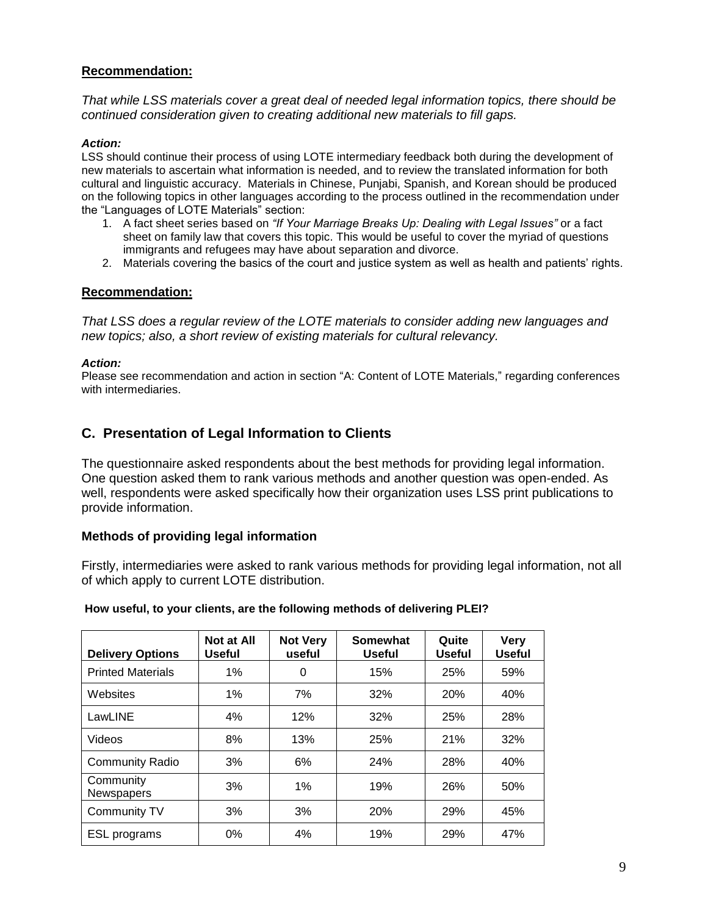**Recommendation:**

*That while LSS materials cover a great deal of needed legal information topics, there should be continued consideration given to creating additional new materials to fill gaps.*

***Action:***

LSS should continue their process of using LOTE intermediary feedback both during the development of new materials to ascertain what information is needed, and to review the translated information for both cultural and linguistic accuracy. Materials in Chinese, Punjabi, Spanish, and Korean should be produced on the following topics in other languages according to the process outlined in the recommendation under the "Languages of LOTE Materials" section:

1. A fact sheet series based on *"If Your Marriage Breaks Up: Dealing with Legal Issues"* or a fact sheet on family law that covers this topic. This would be useful to cover the myriad of questions immigrants and refugees may have about separation and divorce.
2. Materials covering the basics of the court and justice system as well as health and patients' rights.

**Recommendation:**

*That LSS does a regular review of the LOTE materials to consider adding new languages and new topics; also, a short review of existing materials for cultural relevancy.*

***Action:***

Please see recommendation and action in section "A: Content of LOTE Materials," regarding conferences with intermediaries.

## C. Presentation of Legal Information to Clients

The questionnaire asked respondents about the best methods for providing legal information. One question asked them to rank various methods and another question was open-ended. As well, respondents were asked specifically how their organization uses LSS print publications to provide information.

### Methods of providing legal information

Firstly, intermediaries were asked to rank various methods for providing legal information, not all of which apply to current LOTE distribution.

**How useful, to your clients, are the following methods of delivering PLEI?**

| Delivery Options | Not at All Useful | Not Very useful | Somewhat Useful | Quite Useful | Very Useful |
|---|---|---|---|---|---|
| Printed Materials | 1% | 0 | 15% | 25% | 59% |
| Websites | 1% | 7% | 32% | 20% | 40% |
| LawLINE | 4% | 12% | 32% | 25% | 28% |
| Videos | 8% | 13% | 25% | 21% | 32% |
| Community Radio | 3% | 6% | 24% | 28% | 40% |
| Community Newspapers | 3% | 1% | 19% | 26% | 50% |
| Community TV | 3% | 3% | 20% | 29% | 45% |
| ESL programs | 0% | 4% | 19% | 29% | 47% |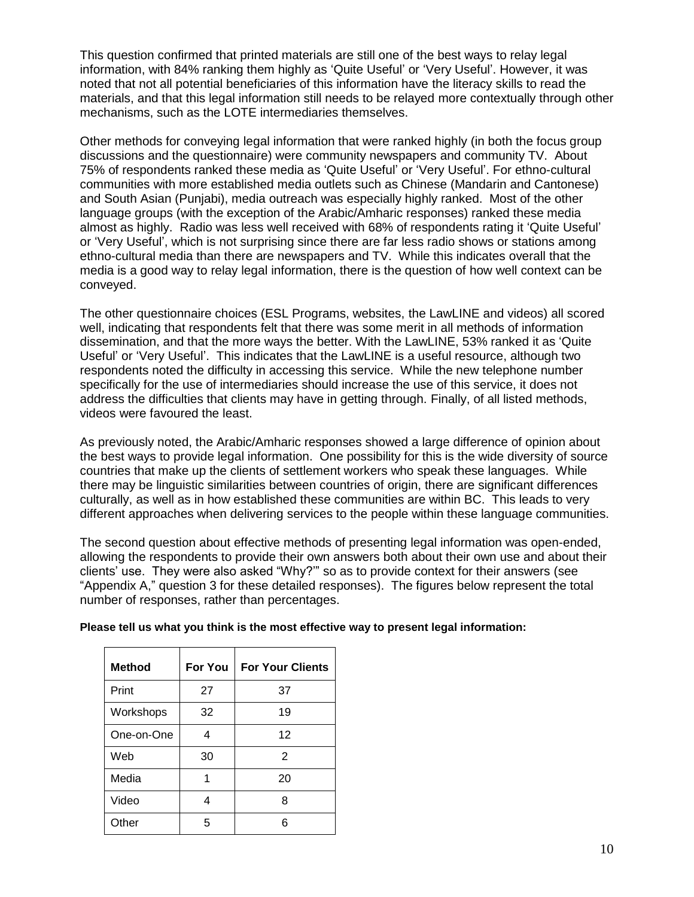This question confirmed that printed materials are still one of the best ways to relay legal information, with 84% ranking them highly as 'Quite Useful' or 'Very Useful'. However, it was noted that not all potential beneficiaries of this information have the literacy skills to read the materials, and that this legal information still needs to be relayed more contextually through other mechanisms, such as the LOTE intermediaries themselves.

Other methods for conveying legal information that were ranked highly (in both the focus group discussions and the questionnaire) were community newspapers and community TV. About 75% of respondents ranked these media as 'Quite Useful' or 'Very Useful'. For ethno-cultural communities with more established media outlets such as Chinese (Mandarin and Cantonese) and South Asian (Punjabi), media outreach was especially highly ranked. Most of the other language groups (with the exception of the Arabic/Amharic responses) ranked these media almost as highly. Radio was less well received with 68% of respondents rating it 'Quite Useful' or 'Very Useful', which is not surprising since there are far less radio shows or stations among ethno-cultural media than there are newspapers and TV. While this indicates overall that the media is a good way to relay legal information, there is the question of how well context can be conveyed.

The other questionnaire choices (ESL Programs, websites, the LawLINE and videos) all scored well, indicating that respondents felt that there was some merit in all methods of information dissemination, and that the more ways the better. With the LawLINE, 53% ranked it as 'Quite Useful' or 'Very Useful'. This indicates that the LawLINE is a useful resource, although two respondents noted the difficulty in accessing this service. While the new telephone number specifically for the use of intermediaries should increase the use of this service, it does not address the difficulties that clients may have in getting through. Finally, of all listed methods, videos were favoured the least.

As previously noted, the Arabic/Amharic responses showed a large difference of opinion about the best ways to provide legal information. One possibility for this is the wide diversity of source countries that make up the clients of settlement workers who speak these languages. While there may be linguistic similarities between countries of origin, there are significant differences culturally, as well as in how established these communities are within BC. This leads to very different approaches when delivering services to the people within these language communities.

The second question about effective methods of presenting legal information was open-ended, allowing the respondents to provide their own answers both about their own use and about their clients' use. They were also asked "Why?'" so as to provide context for their answers (see "Appendix A," question 3 for these detailed responses). The figures below represent the total number of responses, rather than percentages.

**Please tell us what you think is the most effective way to present legal information:**

| Method | For You | For Your Clients |
|---|---|---|
| Print | 27 | 37 |
| Workshops | 32 | 19 |
| One-on-One | 4 | 12 |
| Web | 30 | 2 |
| Media | 1 | 20 |
| Video | 4 | 8 |
| Other | 5 | 6 |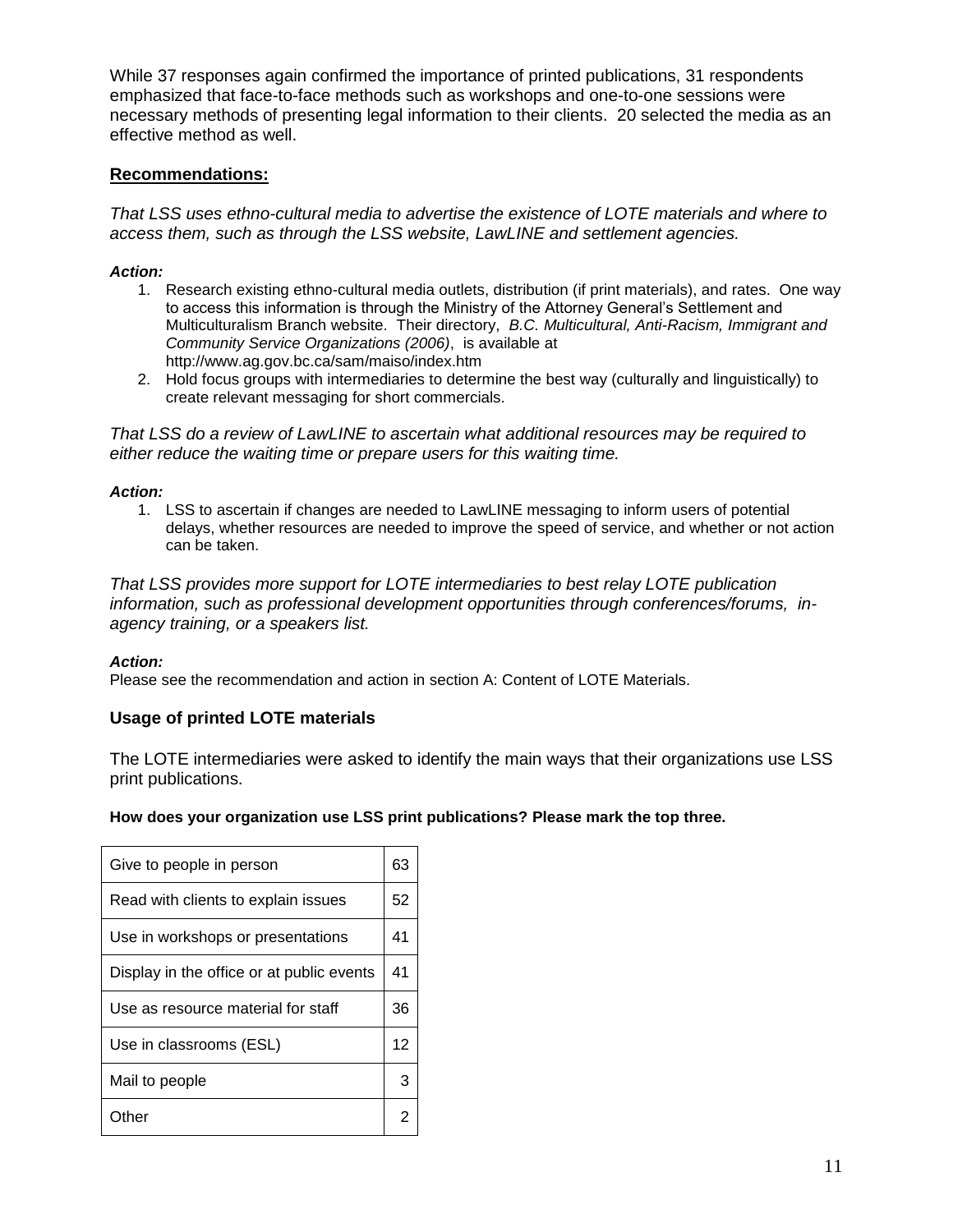While 37 responses again confirmed the importance of printed publications, 31 respondents emphasized that face-to-face methods such as workshops and one-to-one sessions were necessary methods of presenting legal information to their clients. 20 selected the media as an effective method as well.

**Recommendations:**

*That LSS uses ethno-cultural media to advertise the existence of LOTE materials and where to access them, such as through the LSS website, LawLINE and settlement agencies.*

***Action:***

1. Research existing ethno-cultural media outlets, distribution (if print materials), and rates. One way to access this information is through the Ministry of the Attorney General's Settlement and Multiculturalism Branch website. Their directory, *B.C. Multicultural, Anti-Racism, Immigrant and Community Service Organizations (2006)*, is available at http://www.ag.gov.bc.ca/sam/maiso/index.htm
2. Hold focus groups with intermediaries to determine the best way (culturally and linguistically) to create relevant messaging for short commercials.

*That LSS do a review of LawLINE to ascertain what additional resources may be required to either reduce the waiting time or prepare users for this waiting time.*

***Action:***

1. LSS to ascertain if changes are needed to LawLINE messaging to inform users of potential delays, whether resources are needed to improve the speed of service, and whether or not action can be taken.

*That LSS provides more support for LOTE intermediaries to best relay LOTE publication information, such as professional development opportunities through conferences/forums, in-agency training, or a speakers list.*

***Action:***

Please see the recommendation and action in section A: Content of LOTE Materials.

### Usage of printed LOTE materials

The LOTE intermediaries were asked to identify the main ways that their organizations use LSS print publications.

**How does your organization use LSS print publications? Please mark the top three.**

| | |
|---|---|
| Give to people in person | 63 |
| Read with clients to explain issues | 52 |
| Use in workshops or presentations | 41 |
| Display in the office or at public events | 41 |
| Use as resource material for staff | 36 |
| Use in classrooms (ESL) | 12 |
| Mail to people | 3 |
| Other | 2 |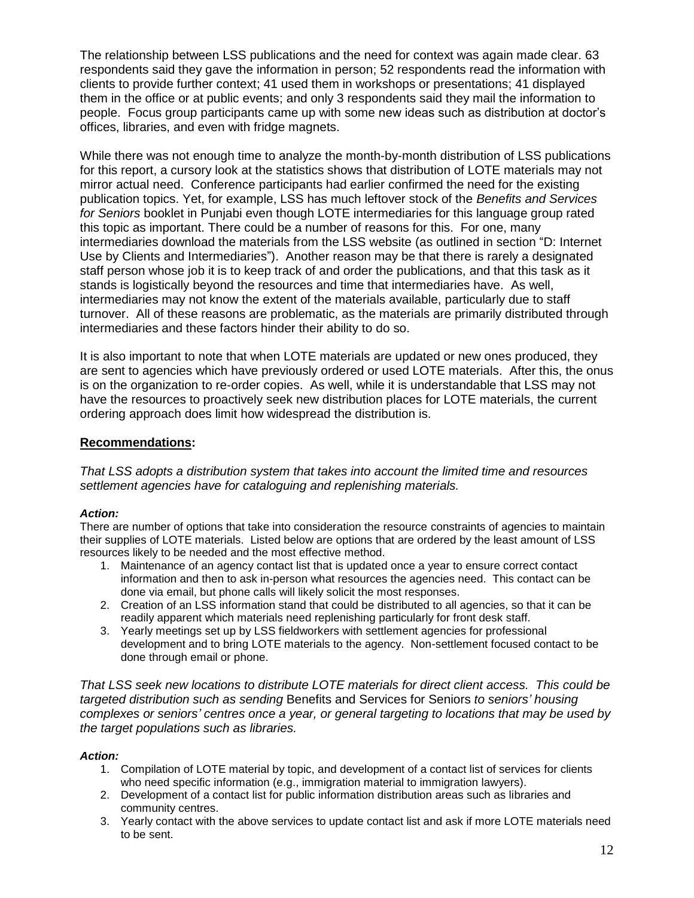The relationship between LSS publications and the need for context was again made clear. 63 respondents said they gave the information in person; 52 respondents read the information with clients to provide further context; 41 used them in workshops or presentations; 41 displayed them in the office or at public events; and only 3 respondents said they mail the information to people. Focus group participants came up with some new ideas such as distribution at doctor's offices, libraries, and even with fridge magnets.

While there was not enough time to analyze the month-by-month distribution of LSS publications for this report, a cursory look at the statistics shows that distribution of LOTE materials may not mirror actual need. Conference participants had earlier confirmed the need for the existing publication topics. Yet, for example, LSS has much leftover stock of the *Benefits and Services for Seniors* booklet in Punjabi even though LOTE intermediaries for this language group rated this topic as important. There could be a number of reasons for this. For one, many intermediaries download the materials from the LSS website (as outlined in section "D: Internet Use by Clients and Intermediaries"). Another reason may be that there is rarely a designated staff person whose job it is to keep track of and order the publications, and that this task as it stands is logistically beyond the resources and time that intermediaries have. As well, intermediaries may not know the extent of the materials available, particularly due to staff turnover. All of these reasons are problematic, as the materials are primarily distributed through intermediaries and these factors hinder their ability to do so.

It is also important to note that when LOTE materials are updated or new ones produced, they are sent to agencies which have previously ordered or used LOTE materials. After this, the onus is on the organization to re-order copies. As well, while it is understandable that LSS may not have the resources to proactively seek new distribution places for LOTE materials, the current ordering approach does limit how widespread the distribution is.

**Recommendations:**

*That LSS adopts a distribution system that takes into account the limited time and resources settlement agencies have for cataloguing and replenishing materials.*

***Action:***

There are number of options that take into consideration the resource constraints of agencies to maintain their supplies of LOTE materials. Listed below are options that are ordered by the least amount of LSS resources likely to be needed and the most effective method.

1. Maintenance of an agency contact list that is updated once a year to ensure correct contact information and then to ask in-person what resources the agencies need. This contact can be done via email, but phone calls will likely solicit the most responses.
2. Creation of an LSS information stand that could be distributed to all agencies, so that it can be readily apparent which materials need replenishing particularly for front desk staff.
3. Yearly meetings set up by LSS fieldworkers with settlement agencies for professional development and to bring LOTE materials to the agency. Non-settlement focused contact to be done through email or phone.

*That LSS seek new locations to distribute LOTE materials for direct client access. This could be targeted distribution such as sending* Benefits and Services for Seniors *to seniors' housing complexes or seniors' centres once a year, or general targeting to locations that may be used by the target populations such as libraries.*

***Action:***

1. Compilation of LOTE material by topic, and development of a contact list of services for clients who need specific information (e.g., immigration material to immigration lawyers).
2. Development of a contact list for public information distribution areas such as libraries and community centres.
3. Yearly contact with the above services to update contact list and ask if more LOTE materials need to be sent.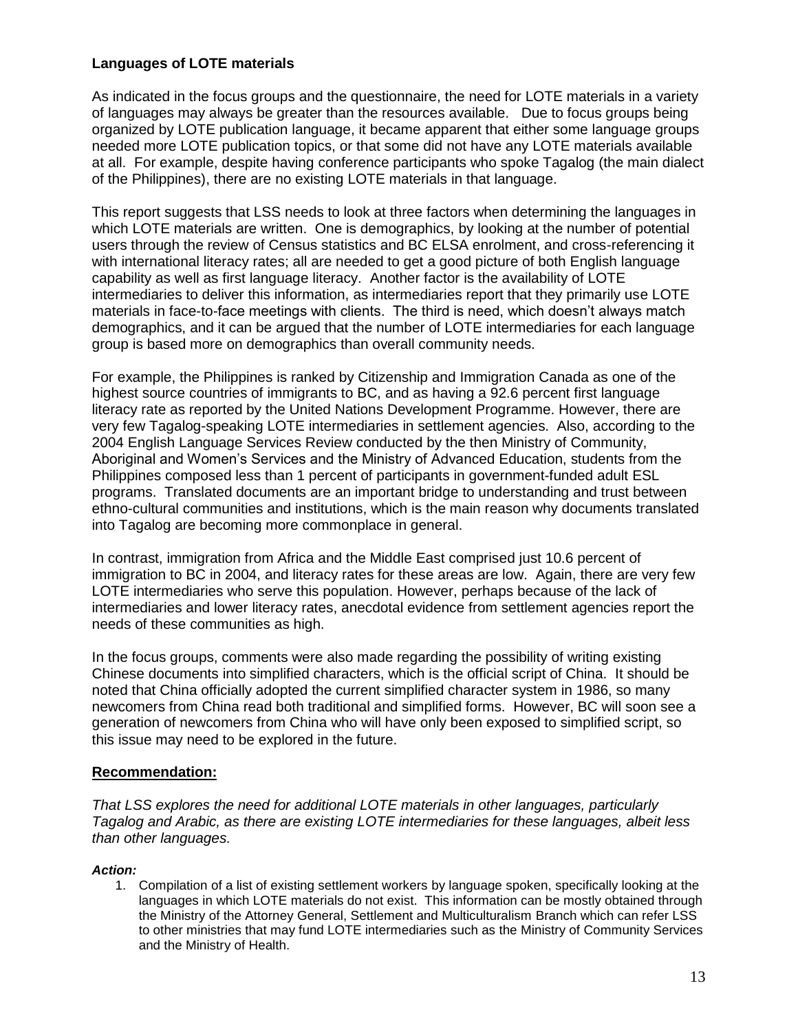**Languages of LOTE materials**

As indicated in the focus groups and the questionnaire, the need for LOTE materials in a variety of languages may always be greater than the resources available. Due to focus groups being organized by LOTE publication language, it became apparent that either some language groups needed more LOTE publication topics, or that some did not have any LOTE materials available at all. For example, despite having conference participants who spoke Tagalog (the main dialect of the Philippines), there are no existing LOTE materials in that language.

This report suggests that LSS needs to look at three factors when determining the languages in which LOTE materials are written. One is demographics, by looking at the number of potential users through the review of Census statistics and BC ELSA enrolment, and cross-referencing it with international literacy rates; all are needed to get a good picture of both English language capability as well as first language literacy. Another factor is the availability of LOTE intermediaries to deliver this information, as intermediaries report that they primarily use LOTE materials in face-to-face meetings with clients. The third is need, which doesn't always match demographics, and it can be argued that the number of LOTE intermediaries for each language group is based more on demographics than overall community needs.

For example, the Philippines is ranked by Citizenship and Immigration Canada as one of the highest source countries of immigrants to BC, and as having a 92.6 percent first language literacy rate as reported by the United Nations Development Programme. However, there are very few Tagalog-speaking LOTE intermediaries in settlement agencies. Also, according to the 2004 English Language Services Review conducted by the then Ministry of Community, Aboriginal and Women's Services and the Ministry of Advanced Education, students from the Philippines composed less than 1 percent of participants in government-funded adult ESL programs. Translated documents are an important bridge to understanding and trust between ethno-cultural communities and institutions, which is the main reason why documents translated into Tagalog are becoming more commonplace in general.

In contrast, immigration from Africa and the Middle East comprised just 10.6 percent of immigration to BC in 2004, and literacy rates for these areas are low. Again, there are very few LOTE intermediaries who serve this population. However, perhaps because of the lack of intermediaries and lower literacy rates, anecdotal evidence from settlement agencies report the needs of these communities as high.

In the focus groups, comments were also made regarding the possibility of writing existing Chinese documents into simplified characters, which is the official script of China. It should be noted that China officially adopted the current simplified character system in 1986, so many newcomers from China read both traditional and simplified forms. However, BC will soon see a generation of newcomers from China who will have only been exposed to simplified script, so this issue may need to be explored in the future.

**Recommendation:**

*That LSS explores the need for additional LOTE materials in other languages, particularly Tagalog and Arabic, as there are existing LOTE intermediaries for these languages, albeit less than other languages.*

***Action:***

1. Compilation of a list of existing settlement workers by language spoken, specifically looking at the languages in which LOTE materials do not exist. This information can be mostly obtained through the Ministry of the Attorney General, Settlement and Multiculturalism Branch which can refer LSS to other ministries that may fund LOTE intermediaries such as the Ministry of Community Services and the Ministry of Health.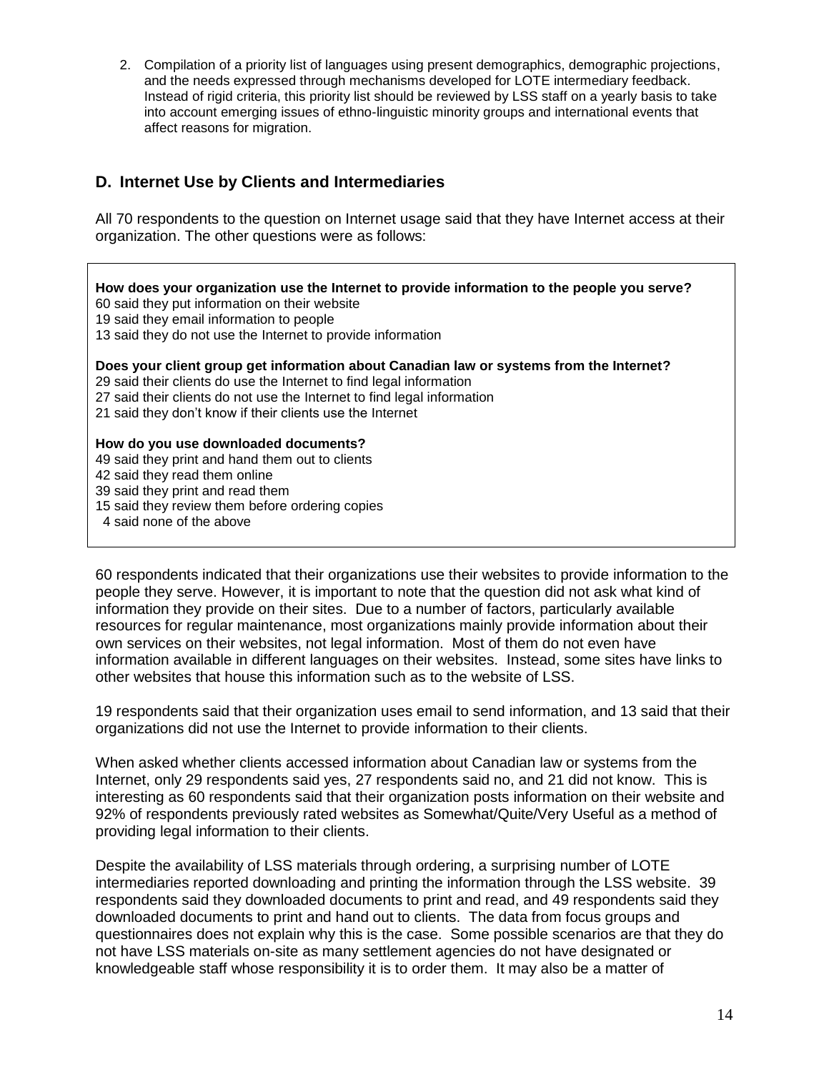2. Compilation of a priority list of languages using present demographics, demographic projections, and the needs expressed through mechanisms developed for LOTE intermediary feedback. Instead of rigid criteria, this priority list should be reviewed by LSS staff on a yearly basis to take into account emerging issues of ethno-linguistic minority groups and international events that affect reasons for migration.

## D. Internet Use by Clients and Intermediaries

All 70 respondents to the question on Internet usage said that they have Internet access at their organization. The other questions were as follows:

**How does your organization use the Internet to provide information to the people you serve?**
60 said they put information on their website
19 said they email information to people
13 said they do not use the Internet to provide information

**Does your client group get information about Canadian law or systems from the Internet?**
29 said their clients do use the Internet to find legal information
27 said their clients do not use the Internet to find legal information
21 said they don't know if their clients use the Internet

**How do you use downloaded documents?**
49 said they print and hand them out to clients
42 said they read them online
39 said they print and read them
15 said they review them before ordering copies
4 said none of the above

60 respondents indicated that their organizations use their websites to provide information to the people they serve. However, it is important to note that the question did not ask what kind of information they provide on their sites. Due to a number of factors, particularly available resources for regular maintenance, most organizations mainly provide information about their own services on their websites, not legal information. Most of them do not even have information available in different languages on their websites. Instead, some sites have links to other websites that house this information such as to the website of LSS.

19 respondents said that their organization uses email to send information, and 13 said that their organizations did not use the Internet to provide information to their clients.

When asked whether clients accessed information about Canadian law or systems from the Internet, only 29 respondents said yes, 27 respondents said no, and 21 did not know. This is interesting as 60 respondents said that their organization posts information on their website and 92% of respondents previously rated websites as Somewhat/Quite/Very Useful as a method of providing legal information to their clients.

Despite the availability of LSS materials through ordering, a surprising number of LOTE intermediaries reported downloading and printing the information through the LSS website. 39 respondents said they downloaded documents to print and read, and 49 respondents said they downloaded documents to print and hand out to clients. The data from focus groups and questionnaires does not explain why this is the case. Some possible scenarios are that they do not have LSS materials on-site as many settlement agencies do not have designated or knowledgeable staff whose responsibility it is to order them. It may also be a matter of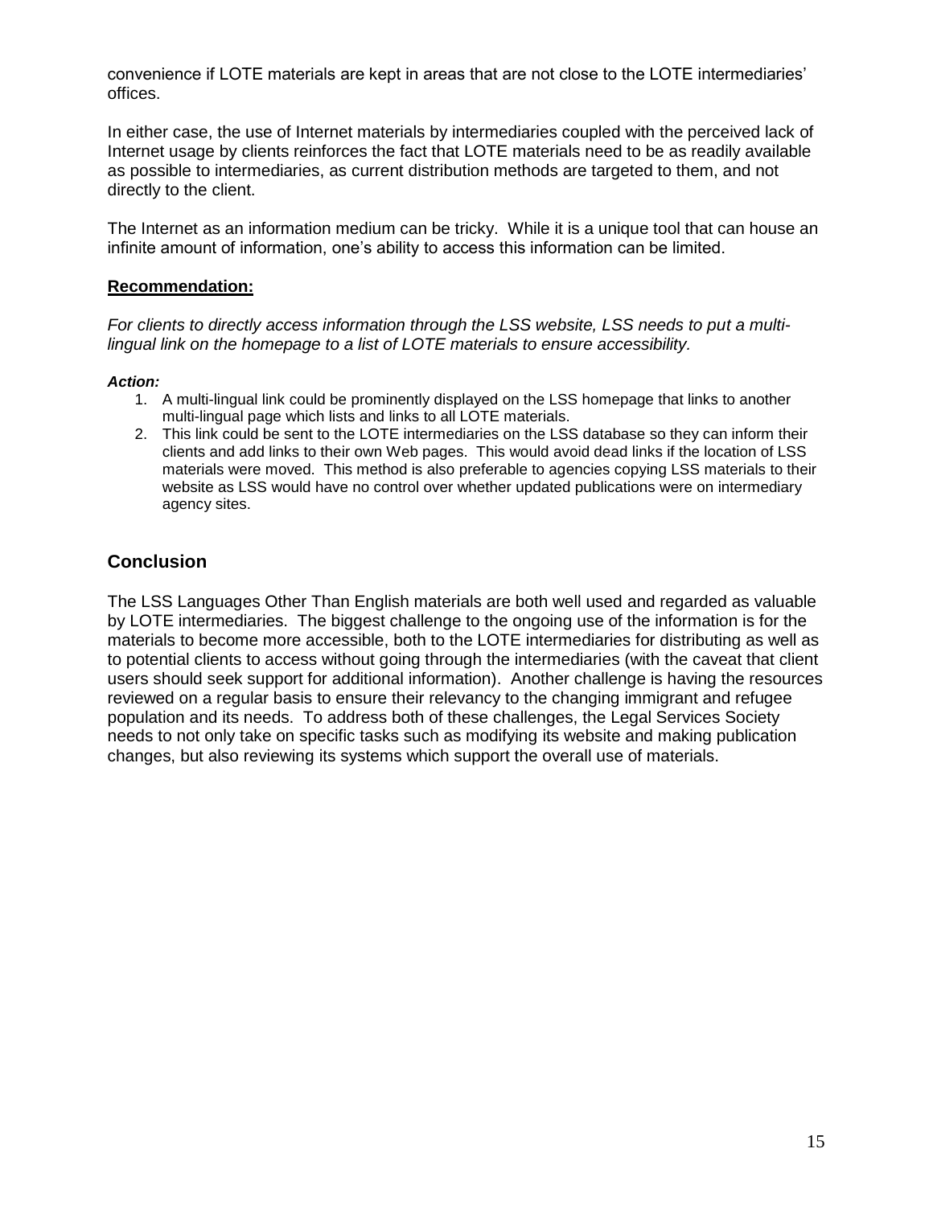convenience if LOTE materials are kept in areas that are not close to the LOTE intermediaries' offices.

In either case, the use of Internet materials by intermediaries coupled with the perceived lack of Internet usage by clients reinforces the fact that LOTE materials need to be as readily available as possible to intermediaries, as current distribution methods are targeted to them, and not directly to the client.

The Internet as an information medium can be tricky. While it is a unique tool that can house an infinite amount of information, one's ability to access this information can be limited.

**Recommendation:**

*For clients to directly access information through the LSS website, LSS needs to put a multi-lingual link on the homepage to a list of LOTE materials to ensure accessibility.*

***Action:***

1. A multi-lingual link could be prominently displayed on the LSS homepage that links to another multi-lingual page which lists and links to all LOTE materials.
2. This link could be sent to the LOTE intermediaries on the LSS database so they can inform their clients and add links to their own Web pages. This would avoid dead links if the location of LSS materials were moved. This method is also preferable to agencies copying LSS materials to their website as LSS would have no control over whether updated publications were on intermediary agency sites.

## Conclusion

The LSS Languages Other Than English materials are both well used and regarded as valuable by LOTE intermediaries. The biggest challenge to the ongoing use of the information is for the materials to become more accessible, both to the LOTE intermediaries for distributing as well as to potential clients to access without going through the intermediaries (with the caveat that client users should seek support for additional information). Another challenge is having the resources reviewed on a regular basis to ensure their relevancy to the changing immigrant and refugee population and its needs. To address both of these challenges, the Legal Services Society needs to not only take on specific tasks such as modifying its website and making publication changes, but also reviewing its systems which support the overall use of materials.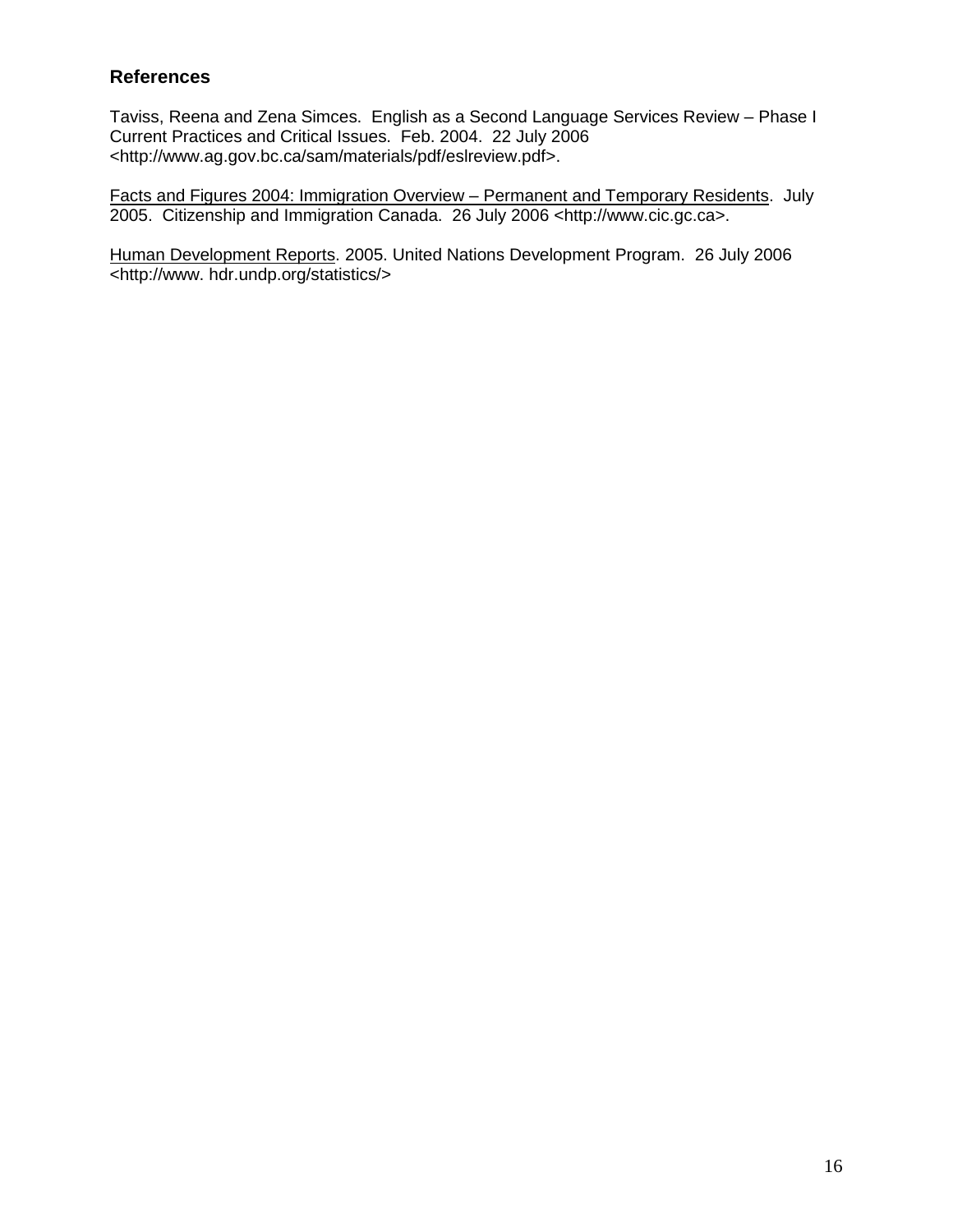## References

Taviss, Reena and Zena Simces. English as a Second Language Services Review – Phase I Current Practices and Critical Issues. Feb. 2004. 22 July 2006 <http://www.ag.gov.bc.ca/sam/materials/pdf/eslreview.pdf>.

<u>Facts and Figures 2004: Immigration Overview – Permanent and Temporary Residents</u>. July 2005. Citizenship and Immigration Canada. 26 July 2006 <http://www.cic.gc.ca>.

<u>Human Development Reports</u>. 2005. United Nations Development Program. 26 July 2006 <http://www. hdr.undp.org/statistics/>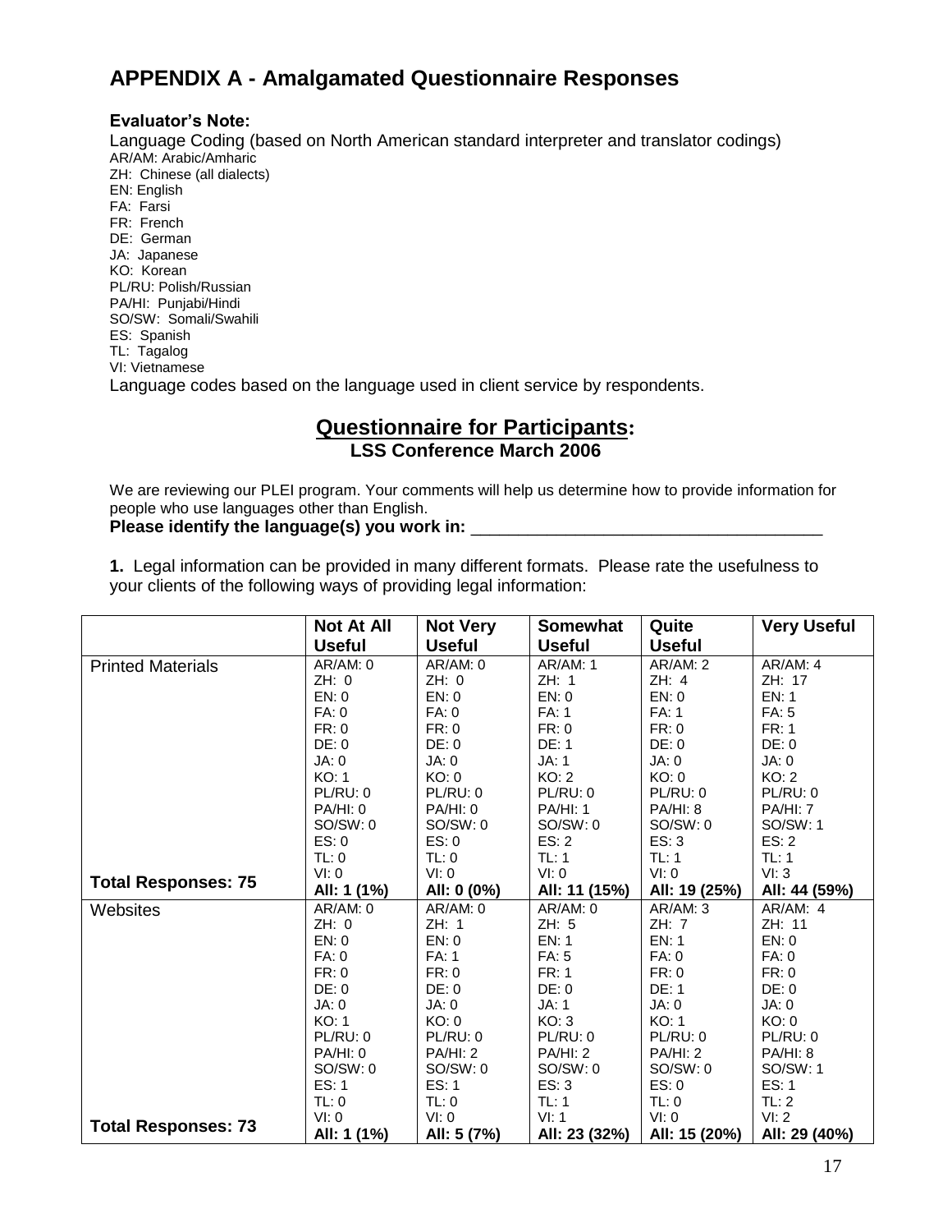# APPENDIX A - Amalgamated Questionnaire Responses

**Evaluator's Note:**

Language Coding (based on North American standard interpreter and translator codings)

AR/AM: Arabic/Amharic
ZH: Chinese (all dialects)
EN: English
FA: Farsi
FR: French
DE: German
JA: Japanese
KO: Korean
PL/RU: Polish/Russian
PA/HI: Punjabi/Hindi
SO/SW: Somali/Swahili
ES: Spanish
TL: Tagalog
VI: Vietnamese

Language codes based on the language used in client service by respondents.

## Questionnaire for Participants:

### LSS Conference March 2006

We are reviewing our PLEI program. Your comments will help us determine how to provide information for people who use languages other than English.

**Please identify the language(s) you work in:** ______________________________________

**1.** Legal information can be provided in many different formats. Please rate the usefulness to your clients of the following ways of providing legal information:

| | Not At All Useful | Not Very Useful | Somewhat Useful | Quite Useful | Very Useful |
|---|---|---|---|---|---|
| Printed Materials | AR/AM: 0<br>ZH: 0<br>EN: 0<br>FA: 0<br>FR: 0<br>DE: 0<br>JA: 0<br>KO: 1<br>PL/RU: 0<br>PA/HI: 0<br>SO/SW: 0<br>ES: 0<br>TL: 0<br>VI: 0 | AR/AM: 0<br>ZH: 0<br>EN: 0<br>FA: 0<br>FR: 0<br>DE: 0<br>JA: 0<br>KO: 0<br>PL/RU: 0<br>PA/HI: 0<br>SO/SW: 0<br>ES: 0<br>TL: 0<br>VI: 0 | AR/AM: 1<br>ZH: 1<br>EN: 0<br>FA: 1<br>FR: 0<br>DE: 1<br>JA: 1<br>KO: 2<br>PL/RU: 0<br>PA/HI: 1<br>SO/SW: 0<br>ES: 2<br>TL: 1<br>VI: 0 | AR/AM: 2<br>ZH: 4<br>EN: 0<br>FA: 1<br>FR: 0<br>DE: 0<br>JA: 0<br>KO: 0<br>PL/RU: 0<br>PA/HI: 8<br>SO/SW: 0<br>ES: 3<br>TL: 1<br>VI: 0 | AR/AM: 4<br>ZH: 17<br>EN: 1<br>FA: 5<br>FR: 1<br>DE: 0<br>JA: 0<br>KO: 2<br>PL/RU: 0<br>PA/HI: 7<br>SO/SW: 1<br>ES: 2<br>TL: 1<br>VI: 3 |
| **Total Responses: 75** | **All: 1 (1%)** | **All: 0 (0%)** | **All: 11 (15%)** | **All: 19 (25%)** | **All: 44 (59%)** |
| Websites | AR/AM: 0<br>ZH: 0<br>EN: 0<br>FA: 0<br>FR: 0<br>DE: 0<br>JA: 0<br>KO: 1<br>PL/RU: 0<br>PA/HI: 0<br>SO/SW: 0<br>ES: 1<br>TL: 0<br>VI: 0 | AR/AM: 0<br>ZH: 1<br>EN: 0<br>FA: 1<br>FR: 0<br>DE: 0<br>JA: 0<br>KO: 0<br>PL/RU: 0<br>PA/HI: 2<br>SO/SW: 0<br>ES: 1<br>TL: 0<br>VI: 0 | AR/AM: 0<br>ZH: 5<br>EN: 1<br>FA: 5<br>FR: 1<br>DE: 0<br>JA: 1<br>KO: 3<br>PL/RU: 0<br>PA/HI: 2<br>SO/SW: 0<br>ES: 3<br>TL: 1<br>VI: 1 | AR/AM: 3<br>ZH: 7<br>EN: 1<br>FA: 0<br>FR: 0<br>DE: 1<br>JA: 0<br>KO: 1<br>PL/RU: 0<br>PA/HI: 2<br>SO/SW: 0<br>ES: 0<br>TL: 0<br>VI: 0 | AR/AM: 4<br>ZH: 11<br>EN: 0<br>FA: 0<br>FR: 0<br>DE: 0<br>JA: 0<br>KO: 0<br>PL/RU: 0<br>PA/HI: 8<br>SO/SW: 1<br>ES: 1<br>TL: 2<br>VI: 2 |
| **Total Responses: 73** | **All: 1 (1%)** | **All: 5 (7%)** | **All: 23 (32%)** | **All: 15 (20%)** | **All: 29 (40%)** |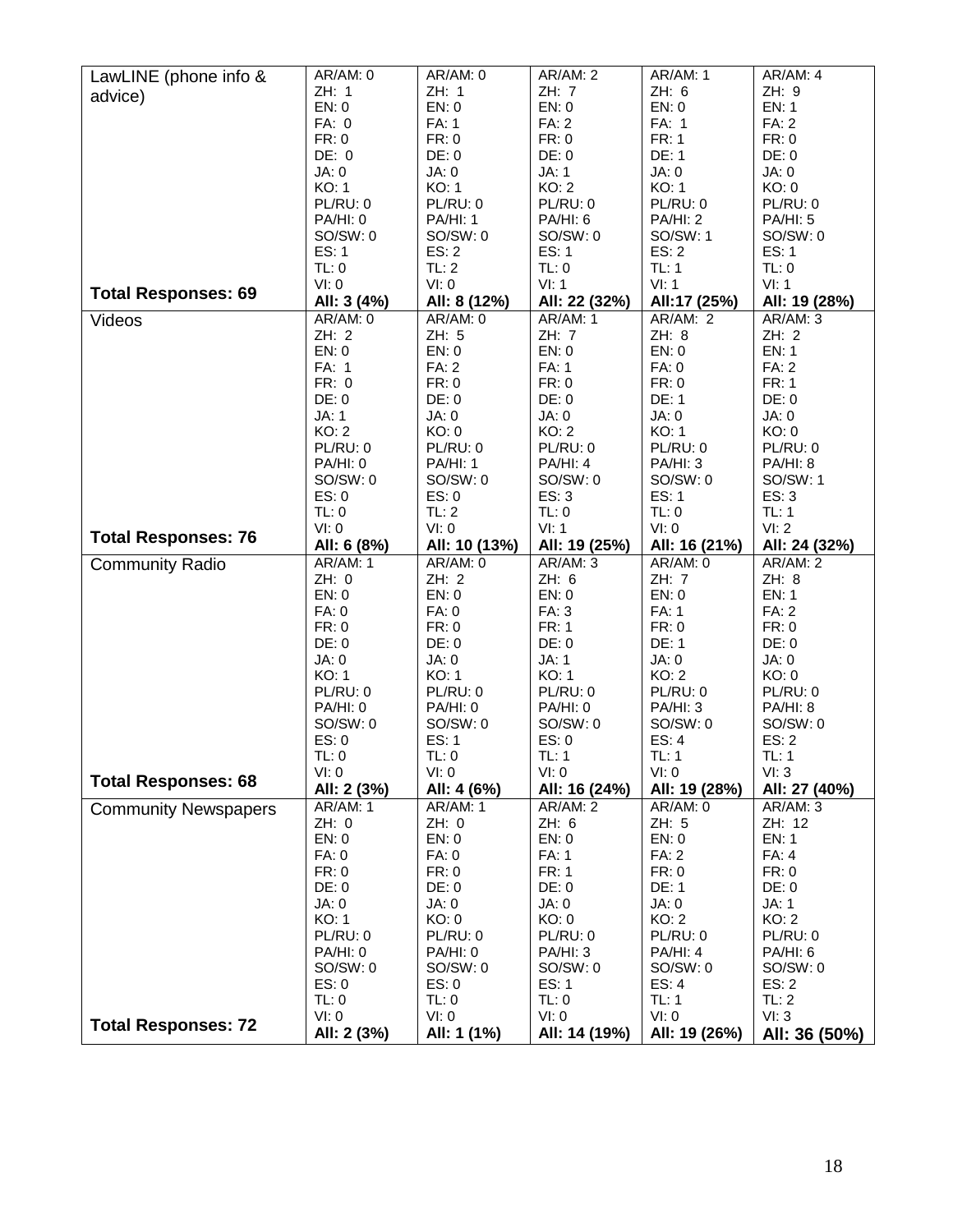| LawLINE (phone info & advice)<br><br>**Total Responses: 69** | AR/AM: 0<br>ZH: 1<br>EN: 0<br>FA: 0<br>FR: 0<br>DE: 0<br>JA: 0<br>KO: 1<br>PL/RU: 0<br>PA/HI: 0<br>SO/SW: 0<br>ES: 1<br>TL: 0<br>VI: 0<br>**All: 3 (4%)** | AR/AM: 0<br>ZH: 1<br>EN: 0<br>FA: 1<br>FR: 0<br>DE: 0<br>JA: 0<br>KO: 1<br>PL/RU: 0<br>PA/HI: 1<br>SO/SW: 0<br>ES: 2<br>TL: 2<br>VI: 0<br>**All: 8 (12%)** | AR/AM: 2<br>ZH: 7<br>EN: 0<br>FA: 2<br>FR: 0<br>DE: 0<br>JA: 1<br>KO: 2<br>PL/RU: 0<br>PA/HI: 6<br>SO/SW: 0<br>ES: 1<br>TL: 0<br>VI: 1<br>**All: 22 (32%)** | AR/AM: 1<br>ZH: 6<br>EN: 0<br>FA: 1<br>FR: 1<br>DE: 1<br>JA: 0<br>KO: 1<br>PL/RU: 0<br>PA/HI: 2<br>SO/SW: 1<br>ES: 2<br>TL: 1<br>VI: 1<br>**All:17 (25%)** | AR/AM: 4<br>ZH: 9<br>EN: 1<br>FA: 2<br>FR: 0<br>DE: 0<br>JA: 0<br>KO: 0<br>PL/RU: 0<br>PA/HI: 5<br>SO/SW: 0<br>ES: 1<br>TL: 0<br>VI: 1<br>**All: 19 (28%)** |
|---|---|---|---|---|---|
| Videos<br><br>**Total Responses: 76** | AR/AM: 0<br>ZH: 2<br>EN: 0<br>FA: 1<br>FR: 0<br>DE: 0<br>JA: 1<br>KO: 2<br>PL/RU: 0<br>PA/HI: 0<br>SO/SW: 0<br>ES: 0<br>TL: 0<br>VI: 0<br>**All: 6 (8%)** | AR/AM: 0<br>ZH: 5<br>EN: 0<br>FA: 2<br>FR: 0<br>DE: 0<br>JA: 0<br>KO: 0<br>PL/RU: 0<br>PA/HI: 1<br>SO/SW: 0<br>ES: 0<br>TL: 2<br>VI: 0<br>**All: 10 (13%)** | AR/AM: 1<br>ZH: 7<br>EN: 0<br>FA: 1<br>FR: 0<br>DE: 0<br>JA: 0<br>KO: 2<br>PL/RU: 0<br>PA/HI: 4<br>SO/SW: 0<br>ES: 3<br>TL: 0<br>VI: 1<br>**All: 19 (25%)** | AR/AM: 2<br>ZH: 8<br>EN: 0<br>FA: 0<br>FR: 0<br>DE: 1<br>JA: 0<br>KO: 1<br>PL/RU: 0<br>PA/HI: 3<br>SO/SW: 0<br>ES: 1<br>TL: 0<br>VI: 0<br>**All: 16 (21%)** | AR/AM: 3<br>ZH: 2<br>EN: 1<br>FA: 2<br>FR: 1<br>DE: 0<br>JA: 0<br>KO: 0<br>PL/RU: 0<br>PA/HI: 8<br>SO/SW: 1<br>ES: 3<br>TL: 1<br>VI: 2<br>**All: 24 (32%)** |
| Community Radio<br><br>**Total Responses: 68** | AR/AM: 1<br>ZH: 0<br>EN: 0<br>FA: 0<br>FR: 0<br>DE: 0<br>JA: 0<br>KO: 1<br>PL/RU: 0<br>PA/HI: 0<br>SO/SW: 0<br>ES: 0<br>TL: 0<br>VI: 0<br>**All: 2 (3%)** | AR/AM: 0<br>ZH: 2<br>EN: 0<br>FA: 0<br>FR: 0<br>DE: 0<br>JA: 0<br>KO: 1<br>PL/RU: 0<br>PA/HI: 0<br>SO/SW: 0<br>ES: 1<br>TL: 0<br>VI: 0<br>**All: 4 (6%)** | AR/AM: 3<br>ZH: 6<br>EN: 0<br>FA: 3<br>FR: 1<br>DE: 0<br>JA: 1<br>KO: 1<br>PL/RU: 0<br>PA/HI: 0<br>SO/SW: 0<br>ES: 0<br>TL: 1<br>VI: 0<br>**All: 16 (24%)** | AR/AM: 0<br>ZH: 7<br>EN: 0<br>FA: 1<br>FR: 0<br>DE: 1<br>JA: 0<br>KO: 2<br>PL/RU: 0<br>PA/HI: 3<br>SO/SW: 0<br>ES: 4<br>TL: 1<br>VI: 0<br>**All: 19 (28%)** | AR/AM: 2<br>ZH: 8<br>EN: 1<br>FA: 2<br>FR: 0<br>DE: 0<br>JA: 0<br>KO: 0<br>PL/RU: 0<br>PA/HI: 8<br>SO/SW: 0<br>ES: 2<br>TL: 1<br>VI: 3<br>**All: 27 (40%)** |
| Community Newspapers<br><br>**Total Responses: 72** | AR/AM: 1<br>ZH: 0<br>EN: 0<br>FA: 0<br>FR: 0<br>DE: 0<br>JA: 0<br>KO: 1<br>PL/RU: 0<br>PA/HI: 0<br>SO/SW: 0<br>ES: 0<br>TL: 0<br>VI: 0<br>**All: 2 (3%)** | AR/AM: 1<br>ZH: 0<br>EN: 0<br>FA: 0<br>FR: 0<br>DE: 0<br>JA: 0<br>KO: 0<br>PL/RU: 0<br>PA/HI: 0<br>SO/SW: 0<br>ES: 0<br>TL: 0<br>VI: 0<br>**All: 1 (1%)** | AR/AM: 2<br>ZH: 6<br>EN: 0<br>FA: 1<br>FR: 1<br>DE: 0<br>JA: 0<br>KO: 0<br>PL/RU: 0<br>PA/HI: 3<br>SO/SW: 0<br>ES: 1<br>TL: 0<br>VI: 0<br>**All: 14 (19%)** | AR/AM: 0<br>ZH: 5<br>EN: 0<br>FA: 2<br>FR: 0<br>DE: 1<br>JA: 0<br>KO: 2<br>PL/RU: 0<br>PA/HI: 4<br>SO/SW: 0<br>ES: 4<br>TL: 1<br>VI: 0<br>**All: 19 (26%)** | AR/AM: 3<br>ZH: 12<br>EN: 1<br>FA: 4<br>FR: 0<br>DE: 0<br>JA: 1<br>KO: 2<br>PL/RU: 0<br>PA/HI: 6<br>SO/SW: 0<br>ES: 2<br>TL: 2<br>VI: 3<br>**All: 36 (50%)** |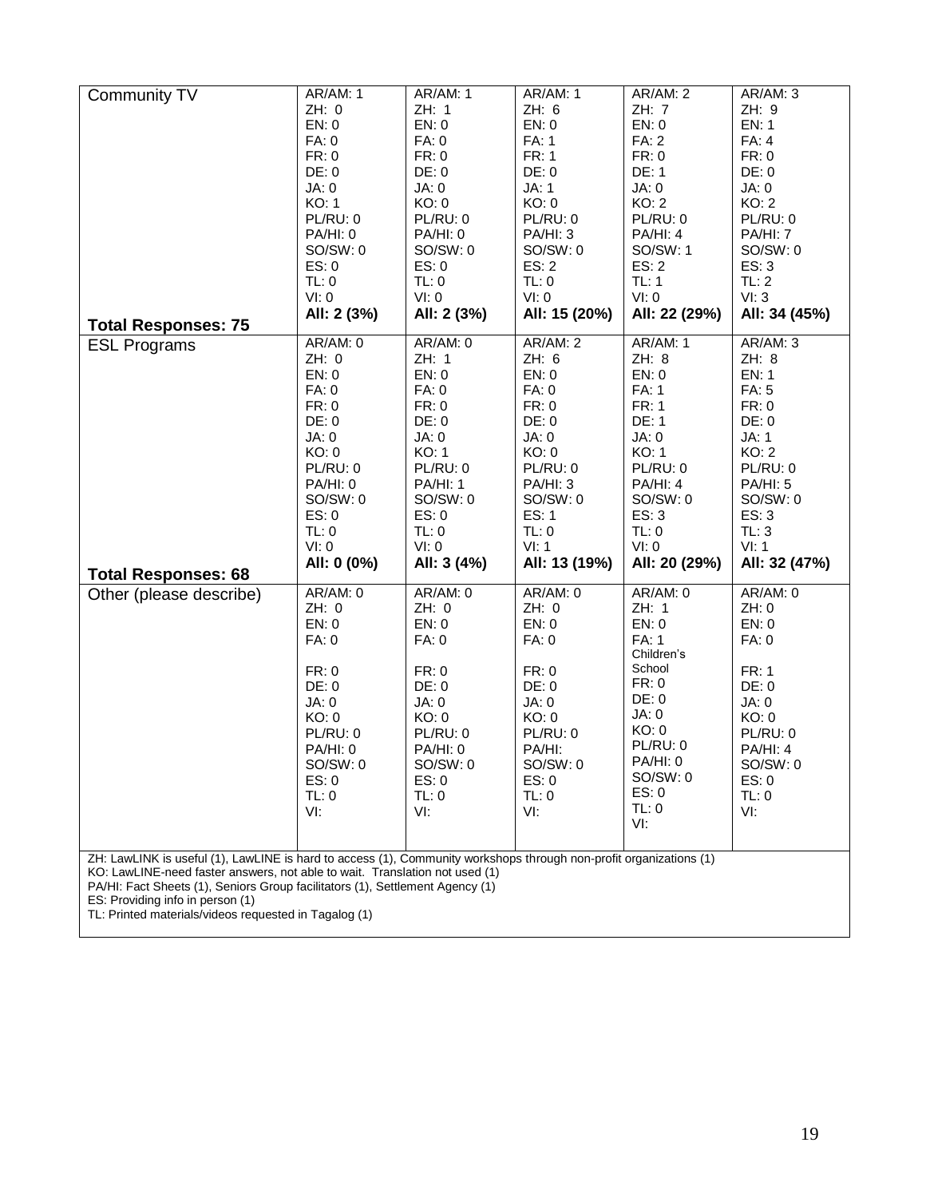| Community TV<br><br>**Total Responses: 75** | AR/AM: 1<br>ZH: 0<br>EN: 0<br>FA: 0<br>FR: 0<br>DE: 0<br>JA: 0<br>KO: 1<br>PL/RU: 0<br>PA/HI: 0<br>SO/SW: 0<br>ES: 0<br>TL: 0<br>VI: 0<br>**All: 2 (3%)** | AR/AM: 1<br>ZH: 1<br>EN: 0<br>FA: 0<br>FR: 0<br>DE: 0<br>JA: 0<br>KO: 0<br>PL/RU: 0<br>PA/HI: 0<br>SO/SW: 0<br>ES: 0<br>TL: 0<br>VI: 0<br>**All: 2 (3%)** | AR/AM: 1<br>ZH: 6<br>EN: 0<br>FA: 1<br>FR: 1<br>DE: 0<br>JA: 1<br>KO: 0<br>PL/RU: 0<br>PA/HI: 3<br>SO/SW: 0<br>ES: 2<br>TL: 0<br>VI: 0<br>**All: 15 (20%)** | AR/AM: 2<br>ZH: 7<br>EN: 0<br>FA: 2<br>FR: 0<br>DE: 1<br>JA: 0<br>KO: 2<br>PL/RU: 0<br>PA/HI: 4<br>SO/SW: 1<br>ES: 2<br>TL: 1<br>VI: 0<br>**All: 22 (29%)** | AR/AM: 3<br>ZH: 9<br>EN: 1<br>FA: 4<br>FR: 0<br>DE: 0<br>JA: 0<br>KO: 2<br>PL/RU: 0<br>PA/HI: 7<br>SO/SW: 0<br>ES: 3<br>TL: 2<br>VI: 3<br>**All: 34 (45%)** |
|---|---|---|---|---|---|
| ESL Programs<br><br>**Total Responses: 68** | AR/AM: 0<br>ZH: 0<br>EN: 0<br>FA: 0<br>FR: 0<br>DE: 0<br>JA: 0<br>KO: 0<br>PL/RU: 0<br>PA/HI: 0<br>SO/SW: 0<br>ES: 0<br>TL: 0<br>VI: 0<br>**All: 0 (0%)** | AR/AM: 0<br>ZH: 1<br>EN: 0<br>FA: 0<br>FR: 0<br>DE: 0<br>JA: 0<br>KO: 1<br>PL/RU: 0<br>PA/HI: 1<br>SO/SW: 0<br>ES: 0<br>TL: 0<br>VI: 0<br>**All: 3 (4%)** | AR/AM: 2<br>ZH: 6<br>EN: 0<br>FA: 0<br>FR: 0<br>DE: 0<br>JA: 0<br>KO: 0<br>PL/RU: 0<br>PA/HI: 3<br>SO/SW: 0<br>ES: 1<br>TL: 0<br>VI: 1<br>**All: 13 (19%)** | AR/AM: 1<br>ZH: 8<br>EN: 0<br>FA: 1<br>FR: 1<br>DE: 1<br>JA: 0<br>KO: 1<br>PL/RU: 0<br>PA/HI: 4<br>SO/SW: 0<br>ES: 3<br>TL: 0<br>VI: 0<br>**All: 20 (29%)** | AR/AM: 3<br>ZH: 8<br>EN: 1<br>FA: 5<br>FR: 0<br>DE: 0<br>JA: 1<br>KO: 2<br>PL/RU: 0<br>PA/HI: 5<br>SO/SW: 0<br>ES: 3<br>TL: 3<br>VI: 1<br>**All: 32 (47%)** |
| Other (please describe) | AR/AM: 0<br>ZH: 0<br>EN: 0<br>FA: 0<br>FR: 0<br>DE: 0<br>JA: 0<br>KO: 0<br>PL/RU: 0<br>PA/HI: 0<br>SO/SW: 0<br>ES: 0<br>TL: 0<br>VI: | AR/AM: 0<br>ZH: 0<br>EN: 0<br>FA: 0<br>FR: 0<br>DE: 0<br>JA: 0<br>KO: 0<br>PL/RU: 0<br>PA/HI: 0<br>SO/SW: 0<br>ES: 0<br>TL: 0<br>VI: | AR/AM: 0<br>ZH: 0<br>EN: 0<br>FA: 0<br>FR: 0<br>DE: 0<br>JA: 0<br>KO: 0<br>PL/RU: 0<br>PA/HI:<br>SO/SW: 0<br>ES: 0<br>TL: 0<br>VI: | AR/AM: 0<br>ZH: 1<br>EN: 0<br>FA: 1 Children's School<br>FR: 0<br>DE: 0<br>JA: 0<br>KO: 0<br>PL/RU: 0<br>PA/HI: 0<br>SO/SW: 0<br>ES: 0<br>TL: 0<br>VI: | AR/AM: 0<br>ZH: 0<br>EN: 0<br>FA: 0<br>FR: 1<br>DE: 0<br>JA: 0<br>KO: 0<br>PL/RU: 0<br>PA/HI: 4<br>SO/SW: 0<br>ES: 0<br>TL: 0<br>VI: |

ZH: LawLINK is useful (1), LawLINE is hard to access (1), Community workshops through non-profit organizations (1)
KO: LawLINE-need faster answers, not able to wait. Translation not used (1)
PA/HI: Fact Sheets (1), Seniors Group facilitators (1), Settlement Agency (1)
ES: Providing info in person (1)
TL: Printed materials/videos requested in Tagalog (1)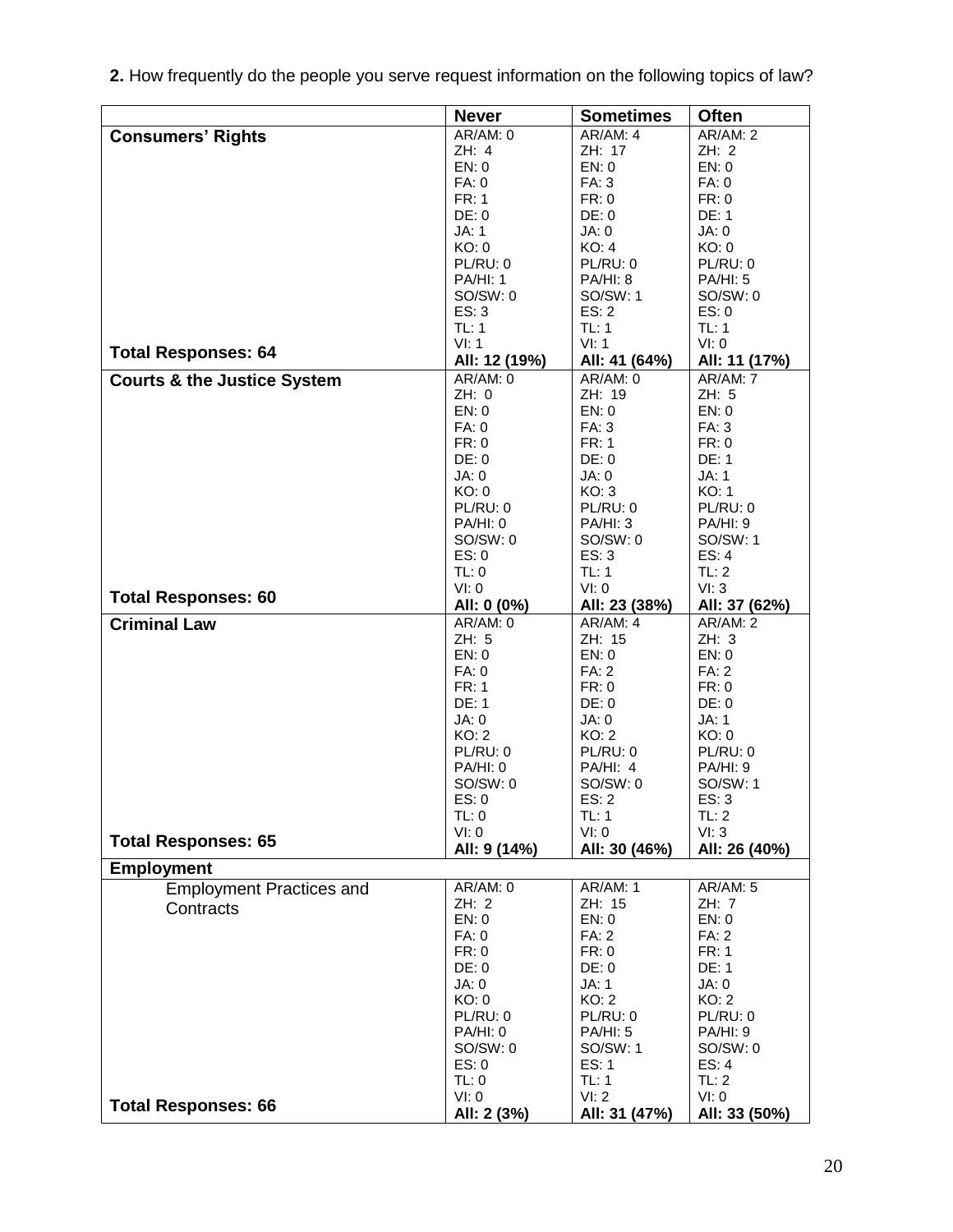**2.** How frequently do the people you serve request information on the following topics of law?

| | Never | Sometimes | Often |
|---|---|---|---|
| **Consumers' Rights** | AR/AM: 0<br>ZH: 4<br>EN: 0<br>FA: 0<br>FR: 1<br>DE: 0<br>JA: 1<br>KO: 0<br>PL/RU: 0<br>PA/HI: 1<br>SO/SW: 0<br>ES: 3<br>TL: 1<br>VI: 1 | AR/AM: 4<br>ZH: 17<br>EN: 0<br>FA: 3<br>FR: 0<br>DE: 0<br>JA: 0<br>KO: 4<br>PL/RU: 0<br>PA/HI: 8<br>SO/SW: 1<br>ES: 2<br>TL: 1<br>VI: 1 | AR/AM: 2<br>ZH: 2<br>EN: 0<br>FA: 0<br>FR: 0<br>DE: 1<br>JA: 0<br>KO: 0<br>PL/RU: 0<br>PA/HI: 5<br>SO/SW: 0<br>ES: 0<br>TL: 1<br>VI: 0 |
| **Total Responses: 64** | **All: 12 (19%)** | **All: 41 (64%)** | **All: 11 (17%)** |
| **Courts & the Justice System** | AR/AM: 0<br>ZH: 0<br>EN: 0<br>FA: 0<br>FR: 0<br>DE: 0<br>JA: 0<br>KO: 0<br>PL/RU: 0<br>PA/HI: 0<br>SO/SW: 0<br>ES: 0<br>TL: 0<br>VI: 0 | AR/AM: 0<br>ZH: 19<br>EN: 0<br>FA: 3<br>FR: 1<br>DE: 0<br>JA: 0<br>KO: 3<br>PL/RU: 0<br>PA/HI: 3<br>SO/SW: 0<br>ES: 3<br>TL: 1<br>VI: 0 | AR/AM: 7<br>ZH: 5<br>EN: 0<br>FA: 3<br>FR: 0<br>DE: 1<br>JA: 1<br>KO: 1<br>PL/RU: 0<br>PA/HI: 9<br>SO/SW: 1<br>ES: 4<br>TL: 2<br>VI: 3 |
| **Total Responses: 60** | **All: 0 (0%)** | **All: 23 (38%)** | **All: 37 (62%)** |
| **Criminal Law** | AR/AM: 0<br>ZH: 5<br>EN: 0<br>FA: 0<br>FR: 1<br>DE: 1<br>JA: 0<br>KO: 2<br>PL/RU: 0<br>PA/HI: 0<br>SO/SW: 0<br>ES: 0<br>TL: 0<br>VI: 0 | AR/AM: 4<br>ZH: 15<br>EN: 0<br>FA: 2<br>FR: 0<br>DE: 0<br>JA: 0<br>KO: 2<br>PL/RU: 0<br>PA/HI: 4<br>SO/SW: 0<br>ES: 2<br>TL: 1<br>VI: 0 | AR/AM: 2<br>ZH: 3<br>EN: 0<br>FA: 2<br>FR: 0<br>DE: 0<br>JA: 1<br>KO: 0<br>PL/RU: 0<br>PA/HI: 9<br>SO/SW: 1<br>ES: 3<br>TL: 2<br>VI: 3 |
| **Total Responses: 65** | **All: 9 (14%)** | **All: 30 (46%)** | **All: 26 (40%)** |
| **Employment** | | | |
| Employment Practices and Contracts | AR/AM: 0<br>ZH: 2<br>EN: 0<br>FA: 0<br>FR: 0<br>DE: 0<br>JA: 0<br>KO: 0<br>PL/RU: 0<br>PA/HI: 0<br>SO/SW: 0<br>ES: 0<br>TL: 0<br>VI: 0 | AR/AM: 1<br>ZH: 15<br>EN: 0<br>FA: 2<br>FR: 0<br>DE: 0<br>JA: 1<br>KO: 2<br>PL/RU: 0<br>PA/HI: 5<br>SO/SW: 1<br>ES: 1<br>TL: 1<br>VI: 2 | AR/AM: 5<br>ZH: 7<br>EN: 0<br>FA: 2<br>FR: 1<br>DE: 1<br>JA: 0<br>KO: 2<br>PL/RU: 0<br>PA/HI: 9<br>SO/SW: 0<br>ES: 4<br>TL: 2<br>VI: 0 |
| **Total Responses: 66** | **All: 2 (3%)** | **All: 31 (47%)** | **All: 33 (50%)** |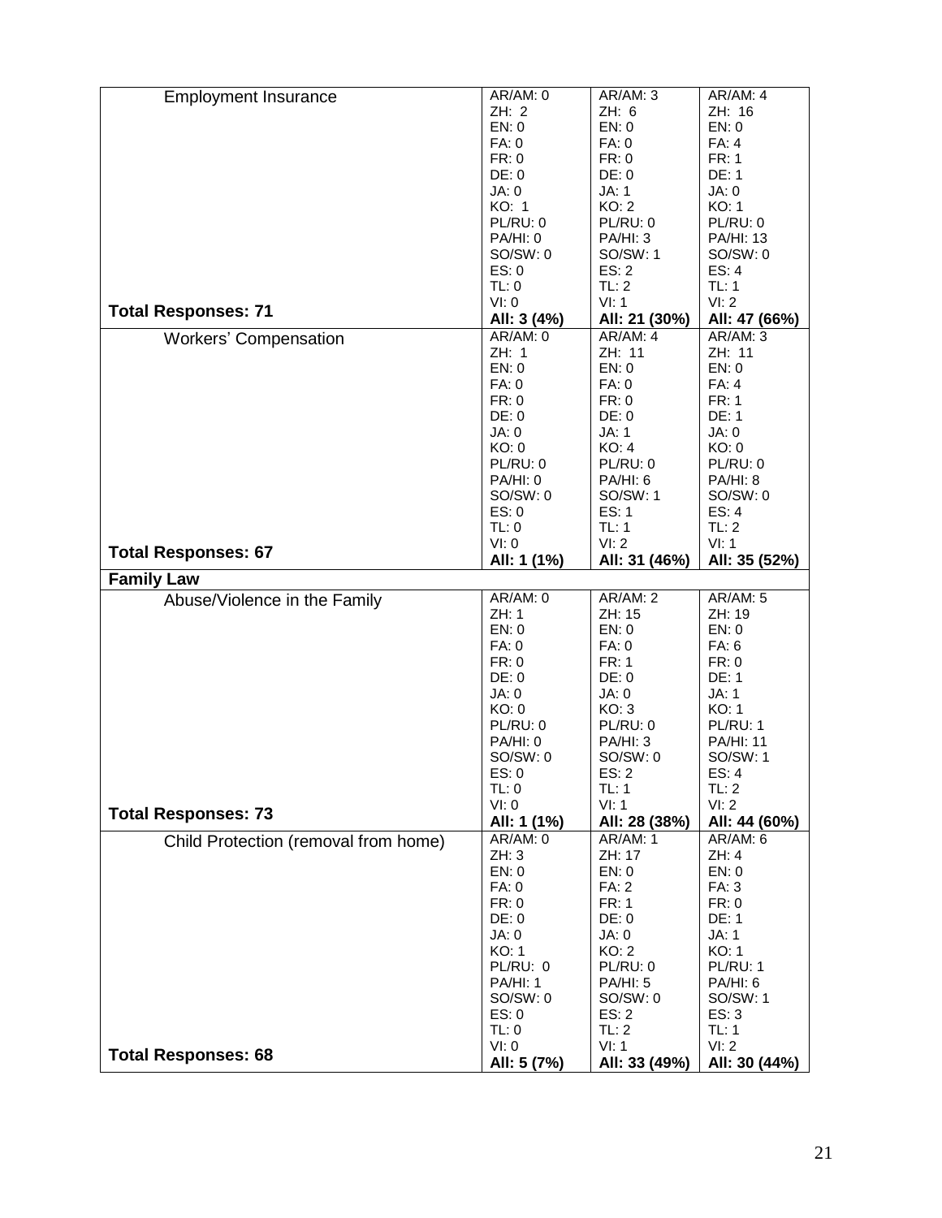| | | | |
|---|---|---|---|
| Employment Insurance<br><br>**Total Responses: 71** | AR/AM: 0<br>ZH: 2<br>EN: 0<br>FA: 0<br>FR: 0<br>DE: 0<br>JA: 0<br>KO: 1<br>PL/RU: 0<br>PA/HI: 0<br>SO/SW: 0<br>ES: 0<br>TL: 0<br>VI: 0<br>**All: 3 (4%)** | AR/AM: 3<br>ZH: 6<br>EN: 0<br>FA: 0<br>FR: 0<br>DE: 0<br>JA: 1<br>KO: 2<br>PL/RU: 0<br>PA/HI: 3<br>SO/SW: 1<br>ES: 2<br>TL: 2<br>VI: 1<br>**All: 21 (30%)** | AR/AM: 4<br>ZH: 16<br>EN: 0<br>FA: 4<br>FR: 1<br>DE: 1<br>JA: 0<br>KO: 1<br>PL/RU: 0<br>PA/HI: 13<br>SO/SW: 0<br>ES: 4<br>TL: 1<br>VI: 2<br>**All: 47 (66%)** |
| Workers' Compensation<br><br>**Total Responses: 67** | AR/AM: 0<br>ZH: 1<br>EN: 0<br>FA: 0<br>FR: 0<br>DE: 0<br>JA: 0<br>KO: 0<br>PL/RU: 0<br>PA/HI: 0<br>SO/SW: 0<br>ES: 0<br>TL: 0<br>VI: 0<br>**All: 1 (1%)** | AR/AM: 4<br>ZH: 11<br>EN: 0<br>FA: 0<br>FR: 0<br>DE: 0<br>JA: 1<br>KO: 4<br>PL/RU: 0<br>PA/HI: 6<br>SO/SW: 1<br>ES: 1<br>TL: 1<br>VI: 2<br>**All: 31 (46%)** | AR/AM: 3<br>ZH: 11<br>EN: 0<br>FA: 4<br>FR: 1<br>DE: 1<br>JA: 0<br>KO: 0<br>PL/RU: 0<br>PA/HI: 8<br>SO/SW: 0<br>ES: 4<br>TL: 2<br>VI: 1<br>**All: 35 (52%)** |
| **Family Law** | | | |
| Abuse/Violence in the Family<br><br>**Total Responses: 73** | AR/AM: 0<br>ZH: 1<br>EN: 0<br>FA: 0<br>FR: 0<br>DE: 0<br>JA: 0<br>KO: 0<br>PL/RU: 0<br>PA/HI: 0<br>SO/SW: 0<br>ES: 0<br>TL: 0<br>VI: 0<br>**All: 1 (1%)** | AR/AM: 2<br>ZH: 15<br>EN: 0<br>FA: 0<br>FR: 1<br>DE: 0<br>JA: 0<br>KO: 3<br>PL/RU: 0<br>PA/HI: 3<br>SO/SW: 0<br>ES: 2<br>TL: 1<br>VI: 1<br>**All: 28 (38%)** | AR/AM: 5<br>ZH: 19<br>EN: 0<br>FA: 6<br>FR: 0<br>DE: 1<br>JA: 1<br>KO: 1<br>PL/RU: 1<br>PA/HI: 11<br>SO/SW: 1<br>ES: 4<br>TL: 2<br>VI: 2<br>**All: 44 (60%)** |
| Child Protection (removal from home)<br><br>**Total Responses: 68** | AR/AM: 0<br>ZH: 3<br>EN: 0<br>FA: 0<br>FR: 0<br>DE: 0<br>JA: 0<br>KO: 1<br>PL/RU: 0<br>PA/HI: 1<br>SO/SW: 0<br>ES: 0<br>TL: 0<br>VI: 0<br>**All: 5 (7%)** | AR/AM: 1<br>ZH: 17<br>EN: 0<br>FA: 2<br>FR: 1<br>DE: 0<br>JA: 0<br>KO: 2<br>PL/RU: 0<br>PA/HI: 5<br>SO/SW: 0<br>ES: 2<br>TL: 2<br>VI: 1<br>**All: 33 (49%)** | AR/AM: 6<br>ZH: 4<br>EN: 0<br>FA: 3<br>FR: 0<br>DE: 1<br>JA: 1<br>KO: 1<br>PL/RU: 1<br>PA/HI: 6<br>SO/SW: 1<br>ES: 3<br>TL: 1<br>VI: 2<br>**All: 30 (44%)** |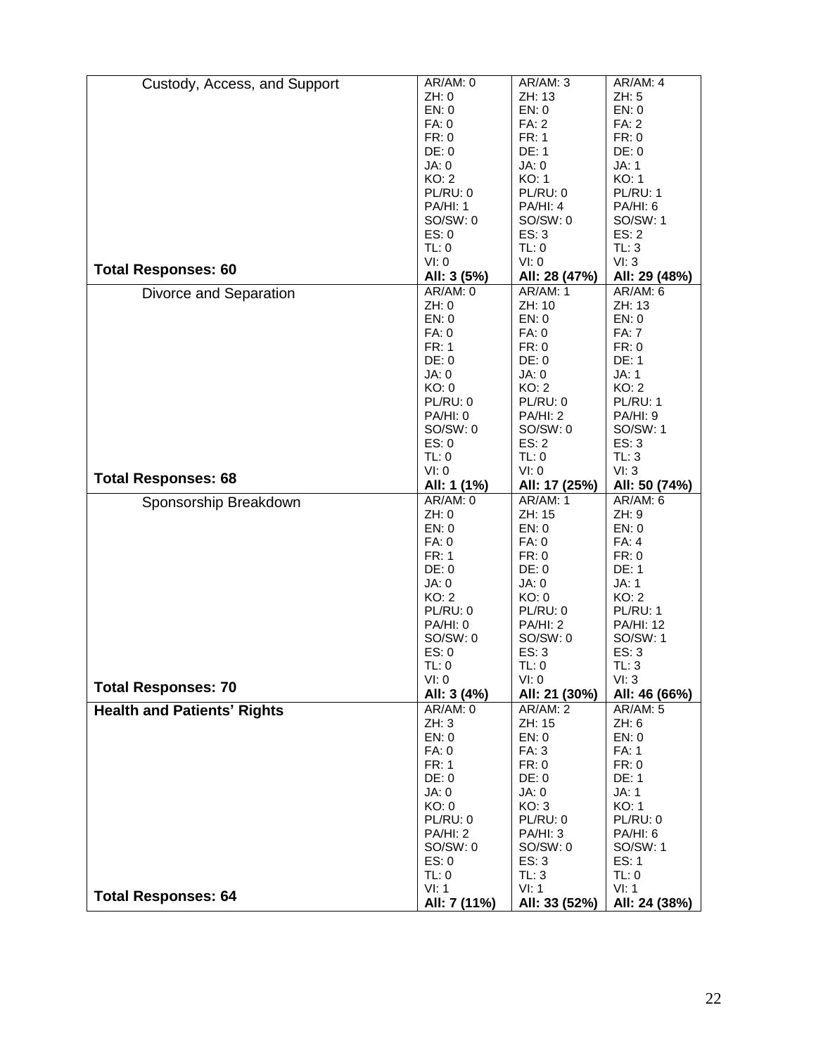| | | | |
|---|---|---|---|
| Custody, Access, and Support | AR/AM: 0 | AR/AM: 3 | AR/AM: 4 |
| | ZH: 0 | ZH: 13 | ZH: 5 |
| | EN: 0 | EN: 0 | EN: 0 |
| | FA: 0 | FA: 2 | FA: 2 |
| | FR: 0 | FR: 1 | FR: 0 |
| | DE: 0 | DE: 1 | DE: 0 |
| | JA: 0 | JA: 0 | JA: 1 |
| | KO: 2 | KO: 1 | KO: 1 |
| | PL/RU: 0 | PL/RU: 0 | PL/RU: 1 |
| | PA/HI: 1 | PA/HI: 4 | PA/HI: 6 |
| | SO/SW: 0 | SO/SW: 0 | SO/SW: 1 |
| | ES: 0 | ES: 3 | ES: 2 |
| | TL: 0 | TL: 0 | TL: 3 |
| | VI: 0 | VI: 0 | VI: 3 |
| **Total Responses: 60** | **All: 3 (5%)** | **All: 28 (47%)** | **All: 29 (48%)** |
| Divorce and Separation | AR/AM: 0 | AR/AM: 1 | AR/AM: 6 |
| | ZH: 0 | ZH: 10 | ZH: 13 |
| | EN: 0 | EN: 0 | EN: 0 |
| | FA: 0 | FA: 0 | FA: 7 |
| | FR: 1 | FR: 0 | FR: 0 |
| | DE: 0 | DE: 0 | DE: 1 |
| | JA: 0 | JA: 0 | JA: 1 |
| | KO: 0 | KO: 2 | KO: 2 |
| | PL/RU: 0 | PL/RU: 0 | PL/RU: 1 |
| | PA/HI: 0 | PA/HI: 2 | PA/HI: 9 |
| | SO/SW: 0 | SO/SW: 0 | SO/SW: 1 |
| | ES: 0 | ES: 2 | ES: 3 |
| | TL: 0 | TL: 0 | TL: 3 |
| | VI: 0 | VI: 0 | VI: 3 |
| **Total Responses: 68** | **All: 1 (1%)** | **All: 17 (25%)** | **All: 50 (74%)** |
| Sponsorship Breakdown | AR/AM: 0 | AR/AM: 1 | AR/AM: 6 |
| | ZH: 0 | ZH: 15 | ZH: 9 |
| | EN: 0 | EN: 0 | EN: 0 |
| | FA: 0 | FA: 0 | FA: 4 |
| | FR: 1 | FR: 0 | FR: 0 |
| | DE: 0 | DE: 0 | DE: 1 |
| | JA: 0 | JA: 0 | JA: 1 |
| | KO: 2 | KO: 0 | KO: 2 |
| | PL/RU: 0 | PL/RU: 0 | PL/RU: 1 |
| | PA/HI: 0 | PA/HI: 2 | PA/HI: 12 |
| | SO/SW: 0 | SO/SW: 0 | SO/SW: 1 |
| | ES: 0 | ES: 3 | ES: 3 |
| | TL: 0 | TL: 0 | TL: 3 |
| | VI: 0 | VI: 0 | VI: 3 |
| **Total Responses: 70** | **All: 3 (4%)** | **All: 21 (30%)** | **All: 46 (66%)** |
| **Health and Patients' Rights** | AR/AM: 0 | AR/AM: 2 | AR/AM: 5 |
| | ZH: 3 | ZH: 15 | ZH: 6 |
| | EN: 0 | EN: 0 | EN: 0 |
| | FA: 0 | FA: 3 | FA: 1 |
| | FR: 1 | FR: 0 | FR: 0 |
| | DE: 0 | DE: 0 | DE: 1 |
| | JA: 0 | JA: 0 | JA: 1 |
| | KO: 0 | KO: 3 | KO: 1 |
| | PL/RU: 0 | PL/RU: 0 | PL/RU: 0 |
| | PA/HI: 2 | PA/HI: 3 | PA/HI: 6 |
| | SO/SW: 0 | SO/SW: 0 | SO/SW: 1 |
| | ES: 0 | ES: 3 | ES: 1 |
| | TL: 0 | TL: 3 | TL: 0 |
| | VI: 1 | VI: 1 | VI: 1 |
| **Total Responses: 64** | **All: 7 (11%)** | **All: 33 (52%)** | **All: 24 (38%)** |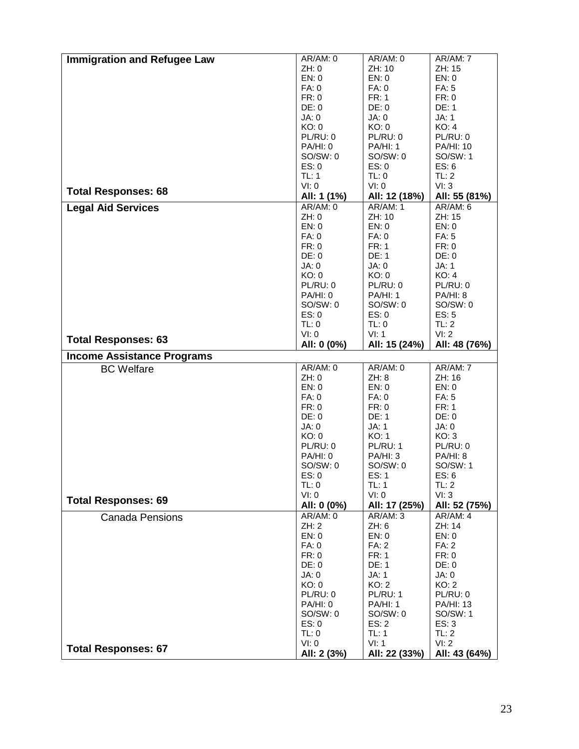| | | | |
|---|---|---|---|
| **Immigration and Refugee Law** | AR/AM: 0<br>ZH: 0<br>EN: 0<br>FA: 0<br>FR: 0<br>DE: 0<br>JA: 0<br>KO: 0<br>PL/RU: 0<br>PA/HI: 0<br>SO/SW: 0<br>ES: 0<br>TL: 1<br>VI: 0 | AR/AM: 0<br>ZH: 10<br>EN: 0<br>FA: 0<br>FR: 1<br>DE: 0<br>JA: 0<br>KO: 0<br>PL/RU: 0<br>PA/HI: 1<br>SO/SW: 0<br>ES: 0<br>TL: 0<br>VI: 0 | AR/AM: 7<br>ZH: 15<br>EN: 0<br>FA: 5<br>FR: 0<br>DE: 1<br>JA: 1<br>KO: 4<br>PL/RU: 0<br>PA/HI: 10<br>SO/SW: 1<br>ES: 6<br>TL: 2<br>VI: 3 |
| **Total Responses: 68** | **All: 1 (1%)** | **All: 12 (18%)** | **All: 55 (81%)** |
| **Legal Aid Services** | AR/AM: 0<br>ZH: 0<br>EN: 0<br>FA: 0<br>FR: 0<br>DE: 0<br>JA: 0<br>KO: 0<br>PL/RU: 0<br>PA/HI: 0<br>SO/SW: 0<br>ES: 0<br>TL: 0<br>VI: 0 | AR/AM: 1<br>ZH: 10<br>EN: 0<br>FA: 0<br>FR: 1<br>DE: 1<br>JA: 0<br>KO: 0<br>PL/RU: 0<br>PA/HI: 1<br>SO/SW: 0<br>ES: 0<br>TL: 0<br>VI: 1 | AR/AM: 6<br>ZH: 15<br>EN: 0<br>FA: 5<br>FR: 0<br>DE: 0<br>JA: 1<br>KO: 4<br>PL/RU: 0<br>PA/HI: 8<br>SO/SW: 0<br>ES: 5<br>TL: 2<br>VI: 2 |
| **Total Responses: 63** | **All: 0 (0%)** | **All: 15 (24%)** | **All: 48 (76%)** |
| **Income Assistance Programs** | | | |
| BC Welfare | AR/AM: 0<br>ZH: 0<br>EN: 0<br>FA: 0<br>FR: 0<br>DE: 0<br>JA: 0<br>KO: 0<br>PL/RU: 0<br>PA/HI: 0<br>SO/SW: 0<br>ES: 0<br>TL: 0<br>VI: 0 | AR/AM: 0<br>ZH: 8<br>EN: 0<br>FA: 0<br>FR: 0<br>DE: 1<br>JA: 1<br>KO: 1<br>PL/RU: 1<br>PA/HI: 3<br>SO/SW: 0<br>ES: 1<br>TL: 1<br>VI: 0 | AR/AM: 7<br>ZH: 16<br>EN: 0<br>FA: 5<br>FR: 1<br>DE: 0<br>JA: 0<br>KO: 3<br>PL/RU: 0<br>PA/HI: 8<br>SO/SW: 1<br>ES: 6<br>TL: 2<br>VI: 3 |
| **Total Responses: 69** | **All: 0 (0%)** | **All: 17 (25%)** | **All: 52 (75%)** |
| Canada Pensions | AR/AM: 0<br>ZH: 2<br>EN: 0<br>FA: 0<br>FR: 0<br>DE: 0<br>JA: 0<br>KO: 0<br>PL/RU: 0<br>PA/HI: 0<br>SO/SW: 0<br>ES: 0<br>TL: 0<br>VI: 0 | AR/AM: 3<br>ZH: 6<br>EN: 0<br>FA: 2<br>FR: 1<br>DE: 1<br>JA: 1<br>KO: 2<br>PL/RU: 1<br>PA/HI: 1<br>SO/SW: 0<br>ES: 2<br>TL: 1<br>VI: 1 | AR/AM: 4<br>ZH: 14<br>EN: 0<br>FA: 2<br>FR: 0<br>DE: 0<br>JA: 0<br>KO: 2<br>PL/RU: 0<br>PA/HI: 13<br>SO/SW: 1<br>ES: 3<br>TL: 2<br>VI: 2 |
| **Total Responses: 67** | **All: 2 (3%)** | **All: 22 (33%)** | **All: 43 (64%)** |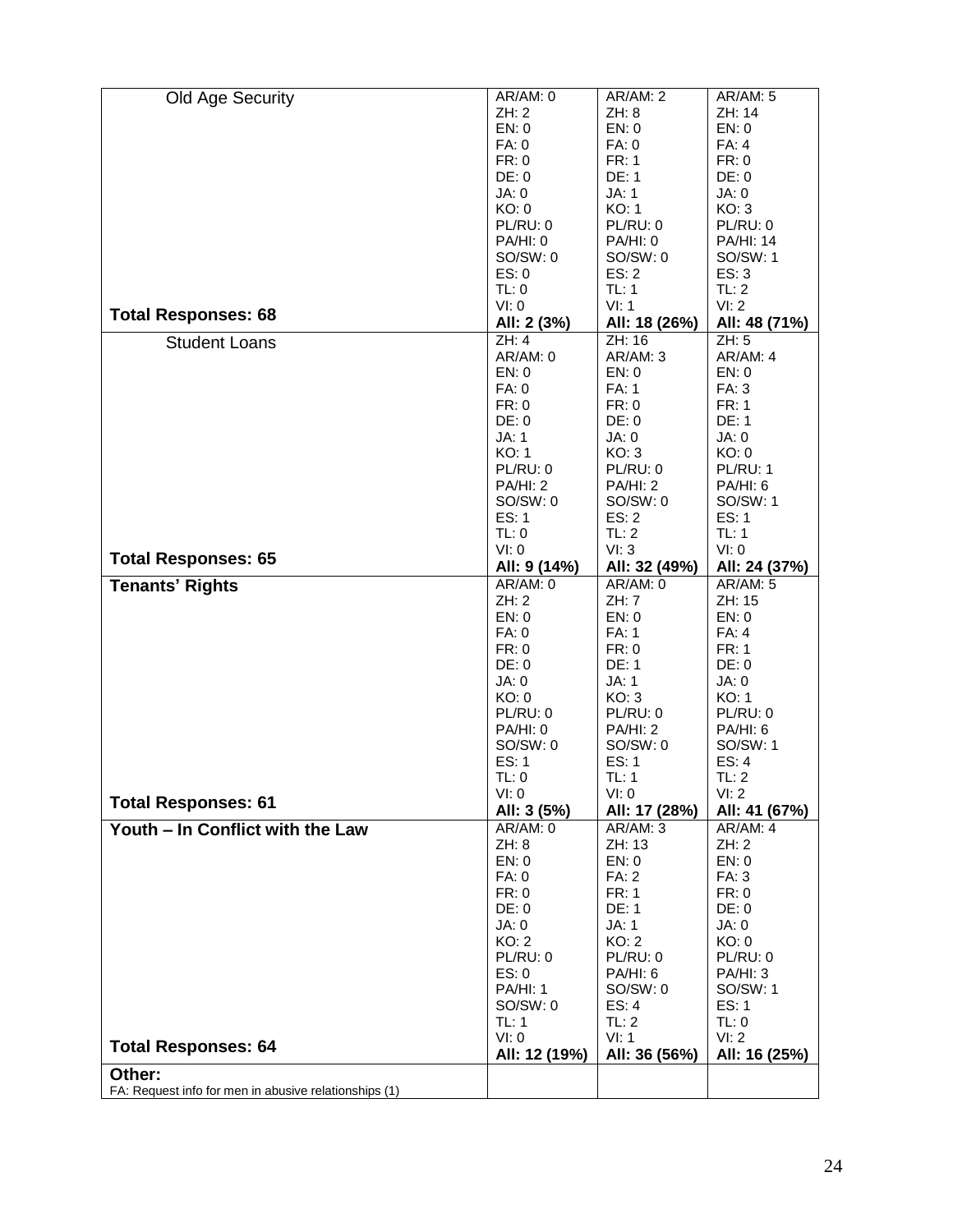| | | | |
|---|---|---|---|
| Old Age Security<br><br>**Total Responses: 68** | AR/AM: 0<br>ZH: 2<br>EN: 0<br>FA: 0<br>FR: 0<br>DE: 0<br>JA: 0<br>KO: 0<br>PL/RU: 0<br>PA/HI: 0<br>SO/SW: 0<br>ES: 0<br>TL: 0<br>VI: 0<br>**All: 2 (3%)** | AR/AM: 2<br>ZH: 8<br>EN: 0<br>FA: 0<br>FR: 1<br>DE: 1<br>JA: 1<br>KO: 1<br>PL/RU: 0<br>PA/HI: 0<br>SO/SW: 0<br>ES: 2<br>TL: 1<br>VI: 1<br>**All: 18 (26%)** | AR/AM: 5<br>ZH: 14<br>EN: 0<br>FA: 4<br>FR: 0<br>DE: 0<br>JA: 0<br>KO: 3<br>PL/RU: 0<br>PA/HI: 14<br>SO/SW: 1<br>ES: 3<br>TL: 2<br>VI: 2<br>**All: 48 (71%)** |
| Student Loans<br><br>**Total Responses: 65** | ZH: 4<br>AR/AM: 0<br>EN: 0<br>FA: 0<br>FR: 0<br>DE: 0<br>JA: 1<br>KO: 1<br>PL/RU: 0<br>PA/HI: 2<br>SO/SW: 0<br>ES: 1<br>TL: 0<br>VI: 0<br>**All: 9 (14%)** | ZH: 16<br>AR/AM: 3<br>EN: 0<br>FA: 1<br>FR: 0<br>DE: 0<br>JA: 0<br>KO: 3<br>PL/RU: 0<br>PA/HI: 2<br>SO/SW: 0<br>ES: 2<br>TL: 2<br>VI: 3<br>**All: 32 (49%)** | ZH: 5<br>AR/AM: 4<br>EN: 0<br>FA: 3<br>FR: 1<br>DE: 1<br>JA: 0<br>KO: 0<br>PL/RU: 1<br>PA/HI: 6<br>SO/SW: 1<br>ES: 1<br>TL: 1<br>VI: 0<br>**All: 24 (37%)** |
| **Tenants' Rights**<br><br>**Total Responses: 61** | AR/AM: 0<br>ZH: 2<br>EN: 0<br>FA: 0<br>FR: 0<br>DE: 0<br>JA: 0<br>KO: 0<br>PL/RU: 0<br>PA/HI: 0<br>SO/SW: 0<br>ES: 1<br>TL: 0<br>VI: 0<br>**All: 3 (5%)** | AR/AM: 0<br>ZH: 7<br>EN: 0<br>FA: 1<br>FR: 0<br>DE: 1<br>JA: 1<br>KO: 3<br>PL/RU: 0<br>PA/HI: 2<br>SO/SW: 0<br>ES: 1<br>TL: 1<br>VI: 0<br>**All: 17 (28%)** | AR/AM: 5<br>ZH: 15<br>EN: 0<br>FA: 4<br>FR: 1<br>DE: 0<br>JA: 0<br>KO: 1<br>PL/RU: 0<br>PA/HI: 6<br>SO/SW: 1<br>ES: 4<br>TL: 2<br>VI: 2<br>**All: 41 (67%)** |
| **Youth – In Conflict with the Law**<br><br>**Total Responses: 64** | AR/AM: 0<br>ZH: 8<br>EN: 0<br>FA: 0<br>FR: 0<br>DE: 0<br>JA: 0<br>KO: 2<br>PL/RU: 0<br>ES: 0<br>PA/HI: 1<br>SO/SW: 0<br>TL: 1<br>VI: 0<br>**All: 12 (19%)** | AR/AM: 3<br>ZH: 13<br>EN: 0<br>FA: 2<br>FR: 1<br>DE: 1<br>JA: 1<br>KO: 2<br>PL/RU: 0<br>PA/HI: 6<br>SO/SW: 0<br>ES: 4<br>TL: 2<br>VI: 1<br>**All: 36 (56%)** | AR/AM: 4<br>ZH: 2<br>EN: 0<br>FA: 3<br>FR: 0<br>DE: 0<br>JA: 0<br>KO: 0<br>PL/RU: 0<br>PA/HI: 3<br>SO/SW: 1<br>ES: 1<br>TL: 0<br>VI: 2<br>**All: 16 (25%)** |
| **Other:**<br>FA: Request info for men in abusive relationships (1) | | | |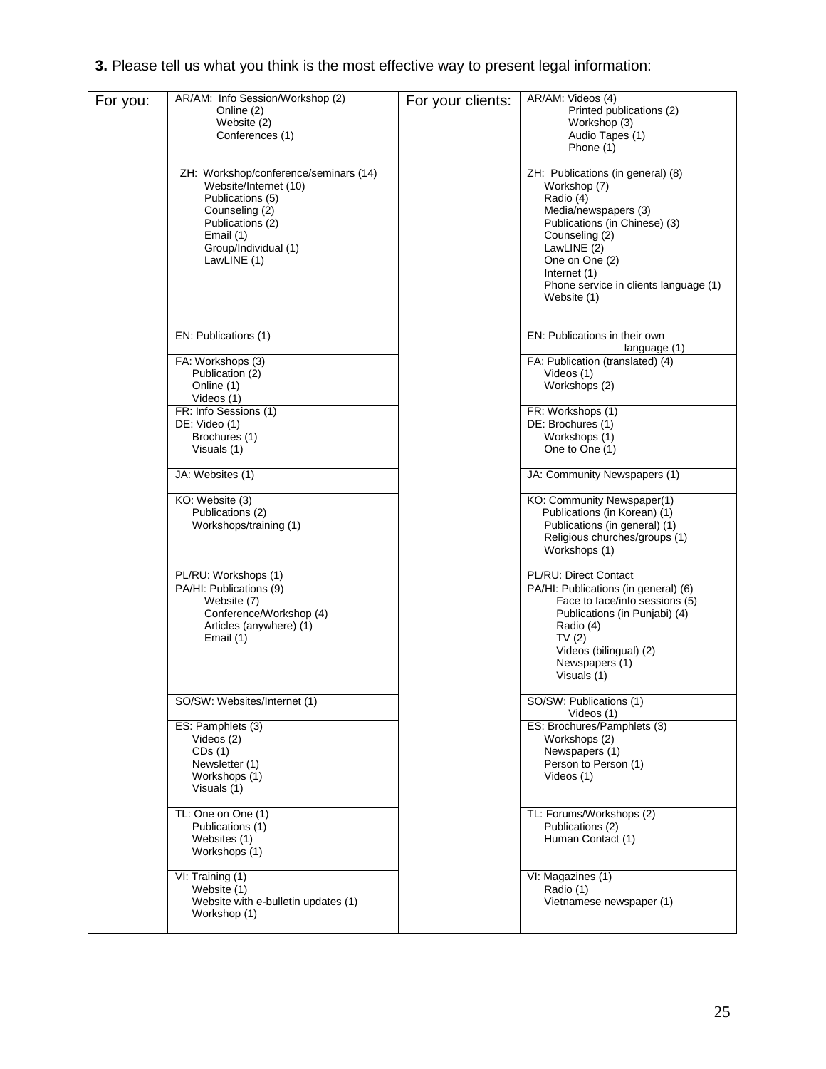**3.** Please tell us what you think is the most effective way to present legal information:

| For you: | | For your clients: | |
|---|---|---|---|
| | AR/AM: Info Session/Workshop (2)<br>Online (2)<br>Website (2)<br>Conferences (1) | | AR/AM: Videos (4)<br>Printed publications (2)<br>Workshop (3)<br>Audio Tapes (1)<br>Phone (1) |
| | ZH: Workshop/conference/seminars (14)<br>Website/Internet (10)<br>Publications (5)<br>Counseling (2)<br>Publications (2)<br>Email (1)<br>Group/Individual (1)<br>LawLINE (1) | | ZH: Publications (in general) (8)<br>Workshop (7)<br>Radio (4)<br>Media/newspapers (3)<br>Publications (in Chinese) (3)<br>Counseling (2)<br>LawLINE (2)<br>One on One (2)<br>Internet (1)<br>Phone service in clients language (1)<br>Website (1) |
| | EN: Publications (1) | | EN: Publications in their own language (1) |
| | FA: Workshops (3)<br>Publication (2)<br>Online (1)<br>Videos (1) | | FA: Publication (translated) (4)<br>Videos (1)<br>Workshops (2) |
| | FR: Info Sessions (1) | | FR: Workshops (1) |
| | DE: Video (1)<br>Brochures (1)<br>Visuals (1) | | DE: Brochures (1)<br>Workshops (1)<br>One to One (1) |
| | JA: Websites (1) | | JA: Community Newspapers (1) |
| | KO: Website (3)<br>Publications (2)<br>Workshops/training (1) | | KO: Community Newspaper(1)<br>Publications (in Korean) (1)<br>Publications (in general) (1)<br>Religious churches/groups (1)<br>Workshops (1) |
| | PL/RU: Workshops (1) | | PL/RU: Direct Contact |
| | PA/HI: Publications (9)<br>Website (7)<br>Conference/Workshop (4)<br>Articles (anywhere) (1)<br>Email (1) | | PA/HI: Publications (in general) (6)<br>Face to face/info sessions (5)<br>Publications (in Punjabi) (4)<br>Radio (4)<br>TV (2)<br>Videos (bilingual) (2)<br>Newspapers (1)<br>Visuals (1) |
| | SO/SW: Websites/Internet (1) | | SO/SW: Publications (1)<br>Videos (1) |
| | ES: Pamphlets (3)<br>Videos (2)<br>CDs (1)<br>Newsletter (1)<br>Workshops (1)<br>Visuals (1) | | ES: Brochures/Pamphlets (3)<br>Workshops (2)<br>Newspapers (1)<br>Person to Person (1)<br>Videos (1) |
| | TL: One on One (1)<br>Publications (1)<br>Websites (1)<br>Workshops (1) | | TL: Forums/Workshops (2)<br>Publications (2)<br>Human Contact (1) |
| | VI: Training (1)<br>Website (1)<br>Website with e-bulletin updates (1)<br>Workshop (1) | | VI: Magazines (1)<br>Radio (1)<br>Vietnamese newspaper (1) |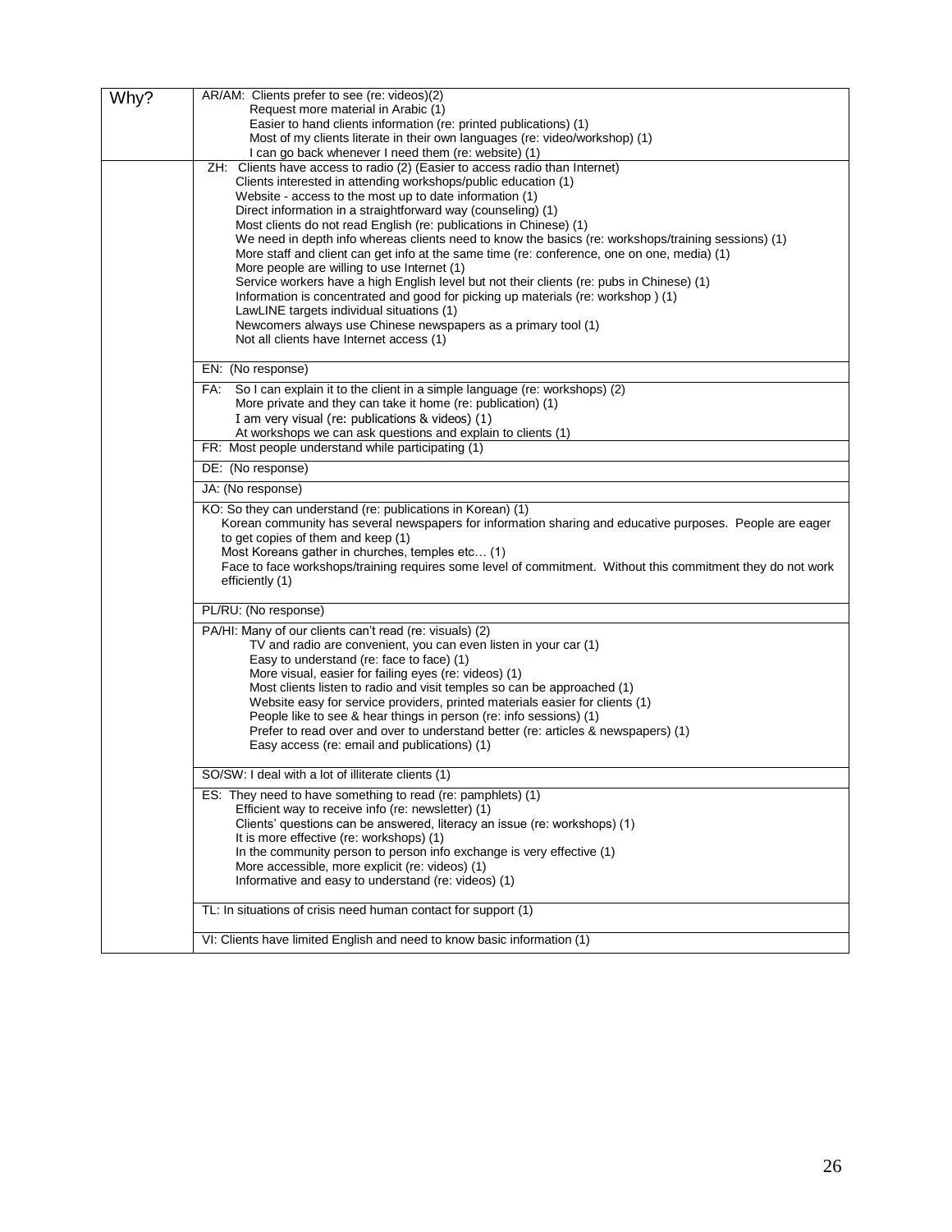| Why? | |
|---|---|
| | AR/AM: Clients prefer to see (re: videos)(2)<br>Request more material in Arabic (1)<br>Easier to hand clients information (re: printed publications) (1)<br>Most of my clients literate in their own languages (re: video/workshop) (1)<br>I can go back whenever I need them (re: website) (1) |
| | ZH: Clients have access to radio (2) (Easier to access radio than Internet)<br>Clients interested in attending workshops/public education (1)<br>Website - access to the most up to date information (1)<br>Direct information in a straightforward way (counseling) (1)<br>Most clients do not read English (re: publications in Chinese) (1)<br>We need in depth info whereas clients need to know the basics (re: workshops/training sessions) (1)<br>More staff and client can get info at the same time (re: conference, one on one, media) (1)<br>More people are willing to use Internet (1)<br>Service workers have a high English level but not their clients (re: pubs in Chinese) (1)<br>Information is concentrated and good for picking up materials (re: workshop ) (1)<br>LawLINE targets individual situations (1)<br>Newcomers always use Chinese newspapers as a primary tool (1)<br>Not all clients have Internet access (1) |
| | EN: (No response) |
| | FA: So I can explain it to the client in a simple language (re: workshops) (2)<br>More private and they can take it home (re: publication) (1)<br>I am very visual (re: publications & videos) (1)<br>At workshops we can ask questions and explain to clients (1) |
| | FR: Most people understand while participating (1) |
| | DE: (No response) |
| | JA: (No response) |
| | KO: So they can understand (re: publications in Korean) (1)<br>Korean community has several newspapers for information sharing and educative purposes. People are eager to get copies of them and keep (1)<br>Most Koreans gather in churches, temples etc… (1)<br>Face to face workshops/training requires some level of commitment. Without this commitment they do not work efficiently (1) |
| | PL/RU: (No response) |
| | PA/HI: Many of our clients can't read (re: visuals) (2)<br>TV and radio are convenient, you can even listen in your car (1)<br>Easy to understand (re: face to face) (1)<br>More visual, easier for failing eyes (re: videos) (1)<br>Most clients listen to radio and visit temples so can be approached (1)<br>Website easy for service providers, printed materials easier for clients (1)<br>People like to see & hear things in person (re: info sessions) (1)<br>Prefer to read over and over to understand better (re: articles & newspapers) (1)<br>Easy access (re: email and publications) (1) |
| | SO/SW: I deal with a lot of illiterate clients (1) |
| | ES: They need to have something to read (re: pamphlets) (1)<br>Efficient way to receive info (re: newsletter) (1)<br>Clients' questions can be answered, literacy an issue (re: workshops) (1)<br>It is more effective (re: workshops) (1)<br>In the community person to person info exchange is very effective (1)<br>More accessible, more explicit (re: videos) (1)<br>Informative and easy to understand (re: videos) (1) |
| | TL: In situations of crisis need human contact for support (1) |
| | VI: Clients have limited English and need to know basic information (1) |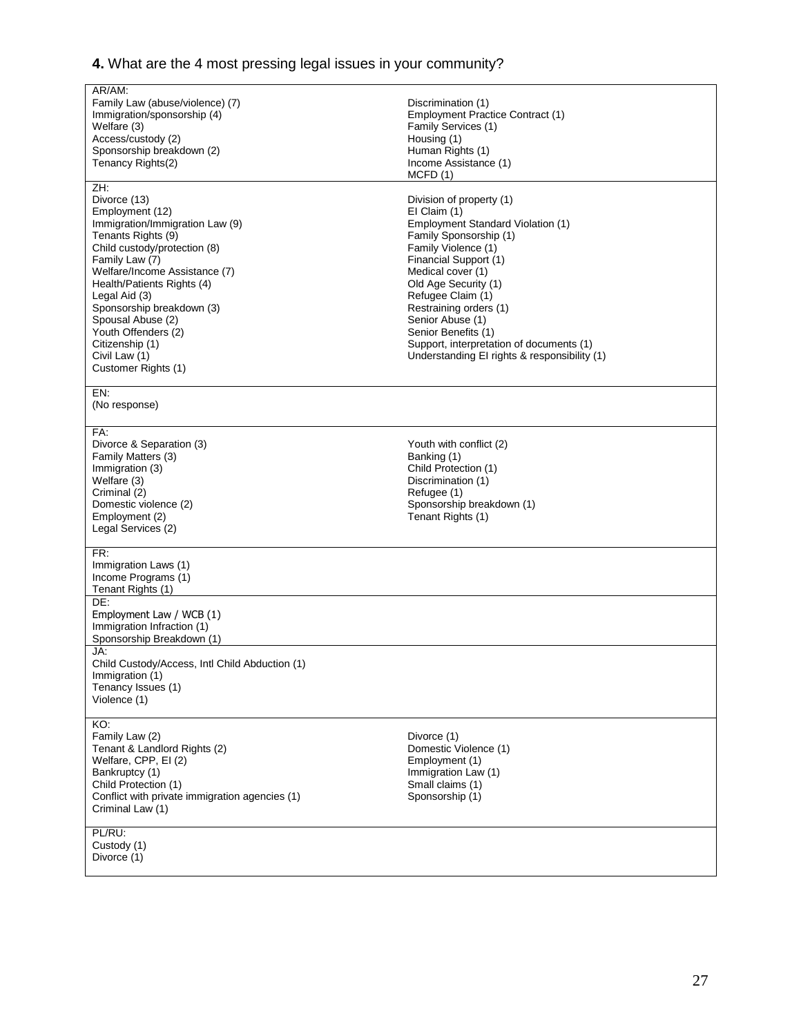**4.** What are the 4 most pressing legal issues in your community?

| | |
|---|---|
| AR/AM: | |
| Family Law (abuse/violence) (7) | Discrimination (1) |
| Immigration/sponsorship (4) | Employment Practice Contract (1) |
| Welfare (3) | Family Services (1) |
| Access/custody (2) | Housing (1) |
| Sponsorship breakdown (2) | Human Rights (1) |
| Tenancy Rights(2) | Income Assistance (1) |
| | MCFD (1) |
| ZH: | |
| Divorce (13) | Division of property (1) |
| Employment (12) | EI Claim (1) |
| Immigration/Immigration Law (9) | Employment Standard Violation (1) |
| Tenants Rights (9) | Family Sponsorship (1) |
| Child custody/protection (8) | Family Violence (1) |
| Family Law (7) | Financial Support (1) |
| Welfare/Income Assistance (7) | Medical cover (1) |
| Health/Patients Rights (4) | Old Age Security (1) |
| Legal Aid (3) | Refugee Claim (1) |
| Sponsorship breakdown (3) | Restraining orders (1) |
| Spousal Abuse (2) | Senior Abuse (1) |
| Youth Offenders (2) | Senior Benefits (1) |
| Citizenship (1) | Support, interpretation of documents (1) |
| Civil Law (1) | Understanding EI rights & responsibility (1) |
| Customer Rights (1) | |
| EN: | |
| (No response) | |
| FA: | |
| Divorce & Separation (3) | Youth with conflict (2) |
| Family Matters (3) | Banking (1) |
| Immigration (3) | Child Protection (1) |
| Welfare (3) | Discrimination (1) |
| Criminal (2) | Refugee (1) |
| Domestic violence (2) | Sponsorship breakdown (1) |
| Employment (2) | Tenant Rights (1) |
| Legal Services (2) | |
| FR: | |
| Immigration Laws (1) | |
| Income Programs (1) | |
| Tenant Rights (1) | |
| DE: | |
| Employment Law / WCB (1) | |
| Immigration Infraction (1) | |
| Sponsorship Breakdown (1) | |
| JA: | |
| Child Custody/Access, Intl Child Abduction (1) | |
| Immigration (1) | |
| Tenancy Issues (1) | |
| Violence (1) | |
| KO: | |
| Family Law (2) | Divorce (1) |
| Tenant & Landlord Rights (2) | Domestic Violence (1) |
| Welfare, CPP, EI (2) | Employment (1) |
| Bankruptcy (1) | Immigration Law (1) |
| Child Protection (1) | Small claims (1) |
| Conflict with private immigration agencies (1) | Sponsorship (1) |
| Criminal Law (1) | |
| PL/RU: | |
| Custody (1) | |
| Divorce (1) | |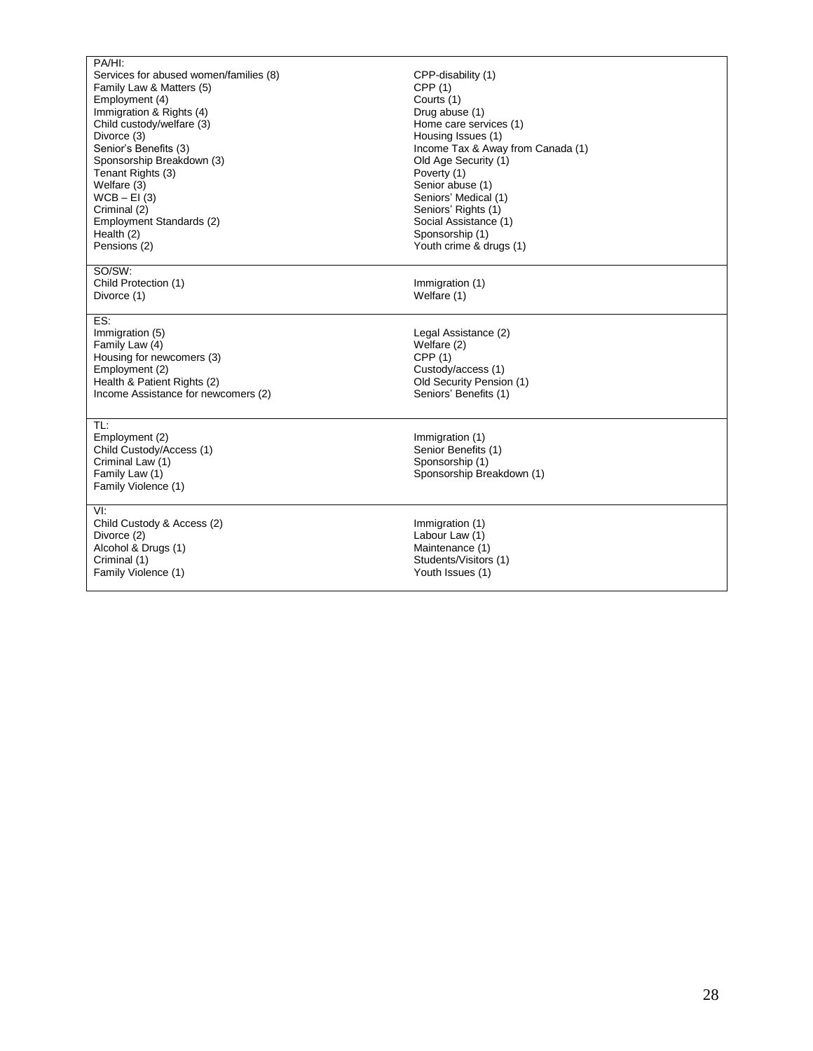| | |
|---|---|
| **PA/HI:** | |
| Services for abused women/families (8) | CPP-disability (1) |
| Family Law & Matters (5) | CPP (1) |
| Employment (4) | Courts (1) |
| Immigration & Rights (4) | Drug abuse (1) |
| Child custody/welfare (3) | Home care services (1) |
| Divorce (3) | Housing Issues (1) |
| Senior's Benefits (3) | Income Tax & Away from Canada (1) |
| Sponsorship Breakdown (3) | Old Age Security (1) |
| Tenant Rights (3) | Poverty (1) |
| Welfare (3) | Senior abuse (1) |
| WCB – EI (3) | Seniors' Medical (1) |
| Criminal (2) | Seniors' Rights (1) |
| Employment Standards (2) | Social Assistance (1) |
| Health (2) | Sponsorship (1) |
| Pensions (2) | Youth crime & drugs (1) |
| **SO/SW:** | |
| Child Protection (1) | Immigration (1) |
| Divorce (1) | Welfare (1) |
| **ES:** | |
| Immigration (5) | Legal Assistance (2) |
| Family Law (4) | Welfare (2) |
| Housing for newcomers (3) | CPP (1) |
| Employment (2) | Custody/access (1) |
| Health & Patient Rights (2) | Old Security Pension (1) |
| Income Assistance for newcomers (2) | Seniors' Benefits (1) |
| **TL:** | |
| Employment (2) | Immigration (1) |
| Child Custody/Access (1) | Senior Benefits (1) |
| Criminal Law (1) | Sponsorship (1) |
| Family Law (1) | Sponsorship Breakdown (1) |
| Family Violence (1) | |
| **VI:** | |
| Child Custody & Access (2) | Immigration (1) |
| Divorce (2) | Labour Law (1) |
| Alcohol & Drugs (1) | Maintenance (1) |
| Criminal (1) | Students/Visitors (1) |
| Family Violence (1) | Youth Issues (1) |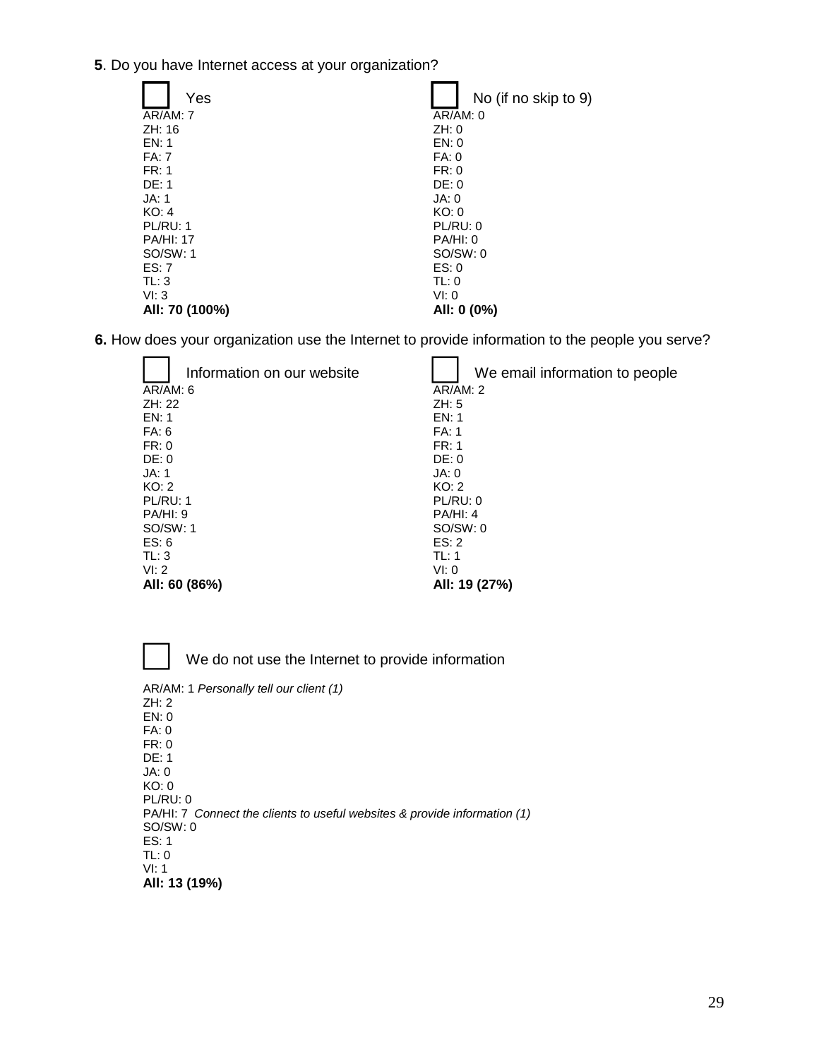**5**. Do you have Internet access at your organization?

| ☐ Yes | ☐ No (if no skip to 9) |
|---|---|
| AR/AM: 7 | AR/AM: 0 |
| ZH: 16 | ZH: 0 |
| EN: 1 | EN: 0 |
| FA: 7 | FA: 0 |
| FR: 1 | FR: 0 |
| DE: 1 | DE: 0 |
| JA: 1 | JA: 0 |
| KO: 4 | KO: 0 |
| PL/RU: 1 | PL/RU: 0 |
| PA/HI: 17 | PA/HI: 0 |
| SO/SW: 1 | SO/SW: 0 |
| ES: 7 | ES: 0 |
| TL: 3 | TL: 0 |
| VI: 3 | VI: 0 |
| **All: 70 (100%)** | **All: 0 (0%)** |

**6.** How does your organization use the Internet to provide information to the people you serve?

| ☐ Information on our website | ☐ We email information to people |
|---|---|
| AR/AM: 6 | AR/AM: 2 |
| ZH: 22 | ZH: 5 |
| EN: 1 | EN: 1 |
| FA: 6 | FA: 1 |
| FR: 0 | FR: 1 |
| DE: 0 | DE: 0 |
| JA: 1 | JA: 0 |
| KO: 2 | KO: 2 |
| PL/RU: 1 | PL/RU: 0 |
| PA/HI: 9 | PA/HI: 4 |
| SO/SW: 1 | SO/SW: 0 |
| ES: 6 | ES: 2 |
| TL: 3 | TL: 1 |
| VI: 2 | VI: 0 |
| **All: 60 (86%)** | **All: 19 (27%)** |

☐ We do not use the Internet to provide information

AR/AM: 1 *Personally tell our client (1)*
ZH: 2
EN: 0
FA: 0
FR: 0
DE: 1
JA: 0
KO: 0
PL/RU: 0
PA/HI: 7 *Connect the clients to useful websites & provide information (1)*
SO/SW: 0
ES: 1
TL: 0
VI: 1
**All: 13 (19%)**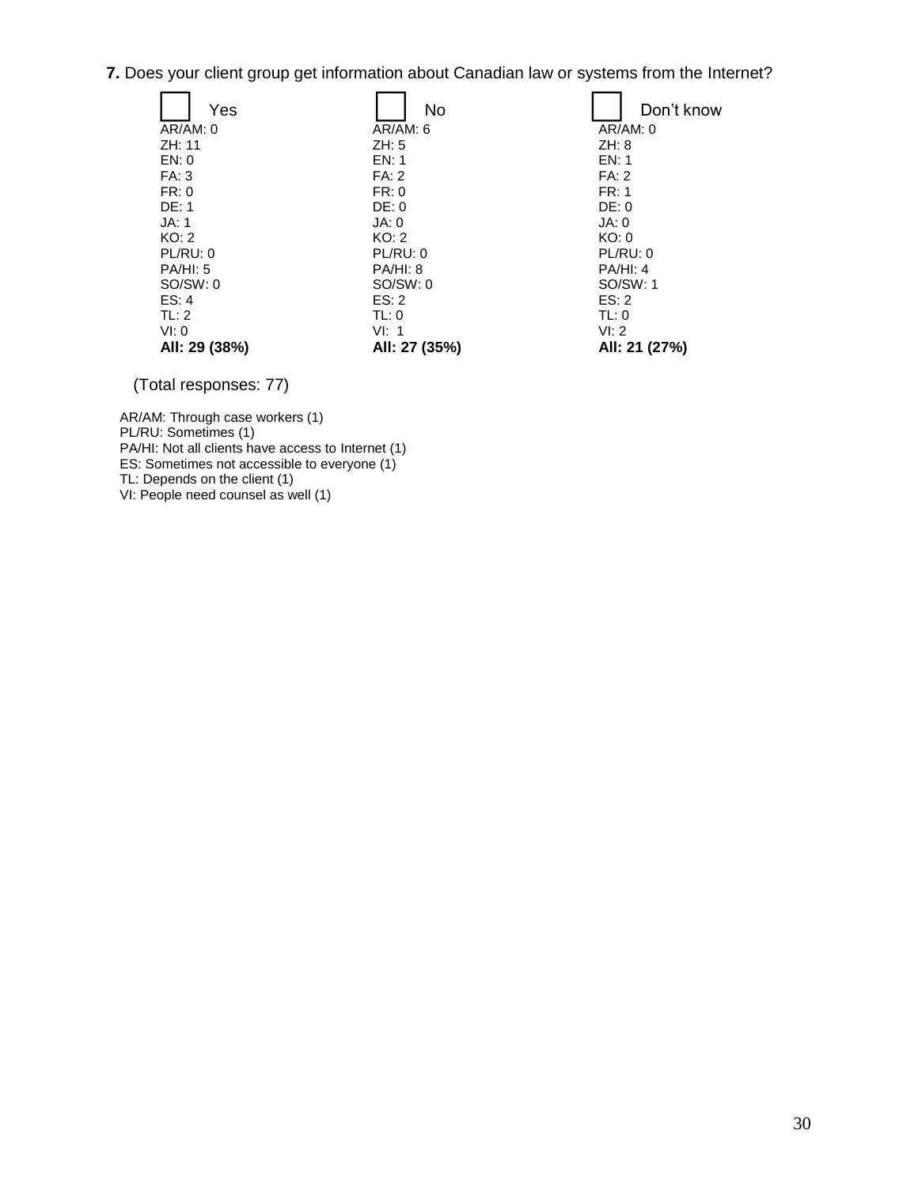**7.** Does your client group get information about Canadian law or systems from the Internet?

| ☐ Yes | ☐ No | ☐ Don't know |
|---|---|---|
| AR/AM: 0 | AR/AM: 6 | AR/AM: 0 |
| ZH: 11 | ZH: 5 | ZH: 8 |
| EN: 0 | EN: 1 | EN: 1 |
| FA: 3 | FA: 2 | FA: 2 |
| FR: 0 | FR: 0 | FR: 1 |
| DE: 1 | DE: 0 | DE: 0 |
| JA: 1 | JA: 0 | JA: 0 |
| KO: 2 | KO: 2 | KO: 0 |
| PL/RU: 0 | PL/RU: 0 | PL/RU: 0 |
| PA/HI: 5 | PA/HI: 8 | PA/HI: 4 |
| SO/SW: 0 | SO/SW: 0 | SO/SW: 1 |
| ES: 4 | ES: 2 | ES: 2 |
| TL: 2 | TL: 0 | TL: 0 |
| VI: 0 | VI: 1 | VI: 2 |
| **All: 29 (38%)** | **All: 27 (35%)** | **All: 21 (27%)** |

(Total responses: 77)

AR/AM: Through case workers (1)
PL/RU: Sometimes (1)
PA/HI: Not all clients have access to Internet (1)
ES: Sometimes not accessible to everyone (1)
TL: Depends on the client (1)
VI: People need counsel as well (1)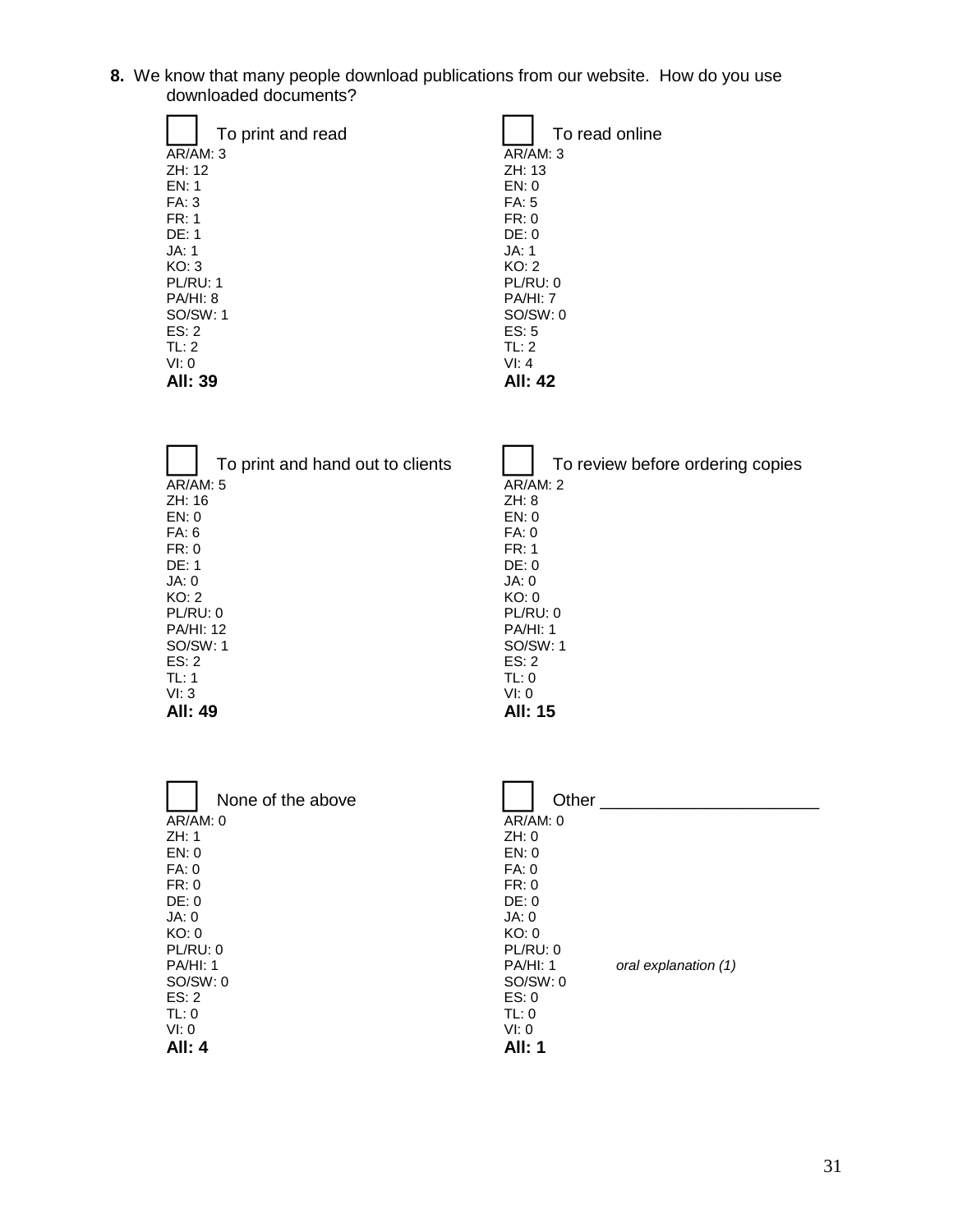**8.** We know that many people download publications from our website. How do you use downloaded documents?

☐ To print and read

AR/AM: 3
ZH: 12
EN: 1
FA: 3
FR: 1
DE: 1
JA: 1
KO: 3
PL/RU: 1
PA/HI: 8
SO/SW: 1
ES: 2
TL: 2
VI: 0
**All: 39**

☐ To read online

AR/AM: 3
ZH: 13
EN: 0
FA: 5
FR: 0
DE: 0
JA: 1
KO: 2
PL/RU: 0
PA/HI: 7
SO/SW: 0
ES: 5
TL: 2
VI: 4
**All: 42**

☐ To print and hand out to clients

AR/AM: 5
ZH: 16
EN: 0
FA: 6
FR: 0
DE: 1
JA: 0
KO: 2
PL/RU: 0
PA/HI: 12
SO/SW: 1
ES: 2
TL: 1
VI: 3
**All: 49**

☐ To review before ordering copies

AR/AM: 2
ZH: 8
EN: 0
FA: 0
FR: 1
DE: 0
JA: 0
KO: 0
PL/RU: 0
PA/HI: 1
SO/SW: 1
ES: 2
TL: 0
VI: 0
**All: 15**

☐ None of the above

AR/AM: 0
ZH: 1
EN: 0
FA: 0
FR: 0
DE: 0
JA: 0
KO: 0
PL/RU: 0
PA/HI: 1
SO/SW: 0
ES: 2
TL: 0
VI: 0
**All: 4**

☐ Other ______________________

AR/AM: 0
ZH: 0
EN: 0
FA: 0
FR: 0
DE: 0
JA: 0
KO: 0
PL/RU: 0
PA/HI: 1 — *oral explanation (1)*
SO/SW: 0
ES: 0
TL: 0
VI: 0
**All: 1**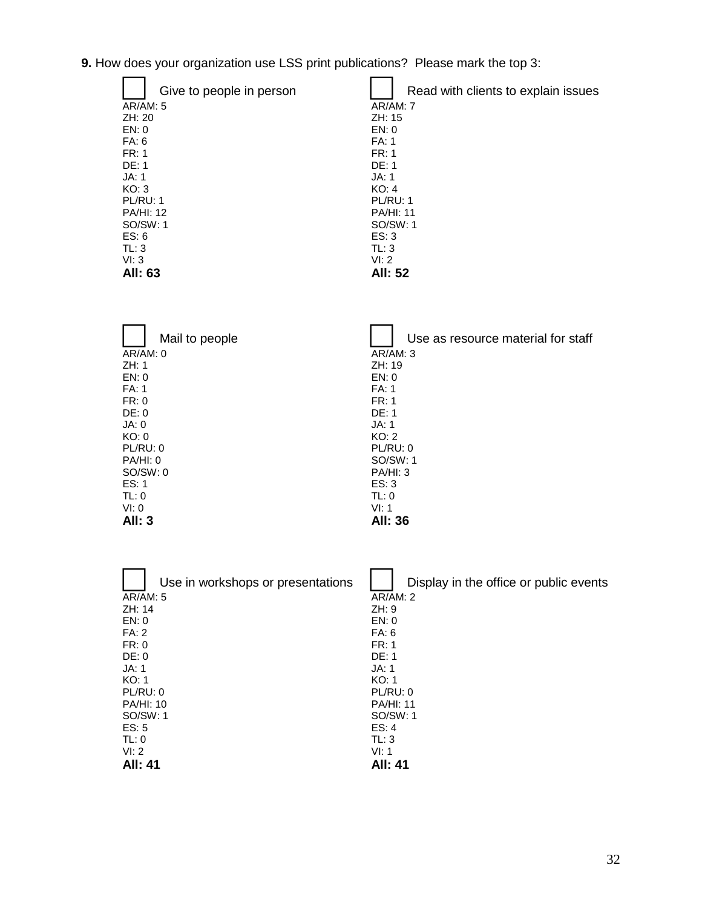**9.** How does your organization use LSS print publications? Please mark the top 3:

☐ Give to people in person

AR/AM: 5
ZH: 20
EN: 0
FA: 6
FR: 1
DE: 1
JA: 1
KO: 3
PL/RU: 1
PA/HI: 12
SO/SW: 1
ES: 6
TL: 3
VI: 3
**All: 63**

☐ Read with clients to explain issues

AR/AM: 7
ZH: 15
EN: 0
FA: 1
FR: 1
DE: 1
JA: 1
KO: 4
PL/RU: 1
PA/HI: 11
SO/SW: 1
ES: 3
TL: 3
VI: 2
**All: 52**

☐ Mail to people

AR/AM: 0
ZH: 1
EN: 0
FA: 1
FR: 0
DE: 0
JA: 0
KO: 0
PL/RU: 0
PA/HI: 0
SO/SW: 0
ES: 1
TL: 0
VI: 0
**All: 3**

☐ Use as resource material for staff

AR/AM: 3
ZH: 19
EN: 0
FA: 1
FR: 1
DE: 1
JA: 1
KO: 2
PL/RU: 0
SO/SW: 1
PA/HI: 3
ES: 3
TL: 0
VI: 1
**All: 36**

☐ Use in workshops or presentations

AR/AM: 5
ZH: 14
EN: 0
FA: 2
FR: 0
DE: 0
JA: 1
KO: 1
PL/RU: 0
PA/HI: 10
SO/SW: 1
ES: 5
TL: 0
VI: 2
**All: 41**

☐ Display in the office or public events

AR/AM: 2
ZH: 9
EN: 0
FA: 6
FR: 1
DE: 1
JA: 1
KO: 1
PL/RU: 0
PA/HI: 11
SO/SW: 1
ES: 4
TL: 3
VI: 1
**All: 41**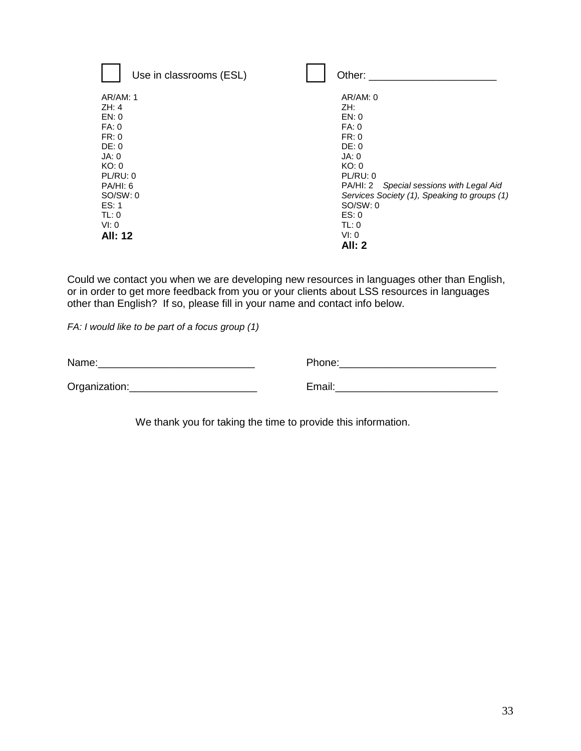☐ Use in classrooms (ESL)

AR/AM: 1
ZH: 4
EN: 0
FA: 0
FR: 0
DE: 0
JA: 0
KO: 0
PL/RU: 0
PA/HI: 6
SO/SW: 0
ES: 1
TL: 0
VI: 0
**All: 12**

☐ Other: ______________________

AR/AM: 0
ZH:
EN: 0
FA: 0
FR: 0
DE: 0
JA: 0
KO: 0
PL/RU: 0
PA/HI: 2 *Special sessions with Legal Aid Services Society (1), Speaking to groups (1)*
SO/SW: 0
ES: 0
TL: 0
VI: 0
**All: 2**

Could we contact you when we are developing new resources in languages other than English, or in order to get more feedback from you or your clients about LSS resources in languages other than English? If so, please fill in your name and contact info below.

*FA: I would like to be part of a focus group (1)*

Name:___________________________ Phone:___________________________

Organization:______________________ Email:____________________________

We thank you for taking the time to provide this information.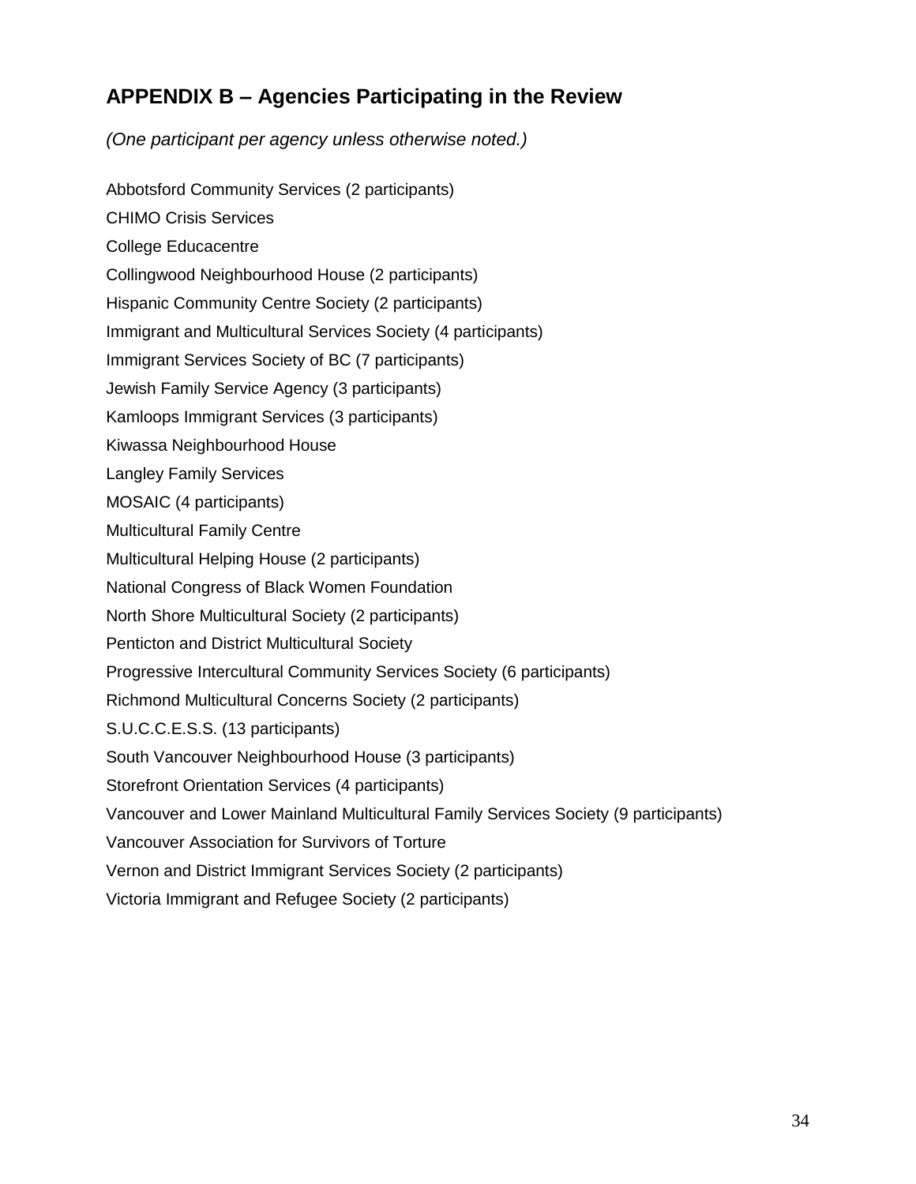## APPENDIX B – Agencies Participating in the Review

*(One participant per agency unless otherwise noted.)*

Abbotsford Community Services (2 participants)

CHIMO Crisis Services

College Educacentre

Collingwood Neighbourhood House (2 participants)

Hispanic Community Centre Society (2 participants)

Immigrant and Multicultural Services Society (4 participants)

Immigrant Services Society of BC (7 participants)

Jewish Family Service Agency (3 participants)

Kamloops Immigrant Services (3 participants)

Kiwassa Neighbourhood House

Langley Family Services

MOSAIC (4 participants)

Multicultural Family Centre

Multicultural Helping House (2 participants)

National Congress of Black Women Foundation

North Shore Multicultural Society (2 participants)

Penticton and District Multicultural Society

Progressive Intercultural Community Services Society (6 participants)

Richmond Multicultural Concerns Society (2 participants)

S.U.C.C.E.S.S. (13 participants)

South Vancouver Neighbourhood House (3 participants)

Storefront Orientation Services (4 participants)

Vancouver and Lower Mainland Multicultural Family Services Society (9 participants)

Vancouver Association for Survivors of Torture

Vernon and District Immigrant Services Society (2 participants)

Victoria Immigrant and Refugee Society (2 participants)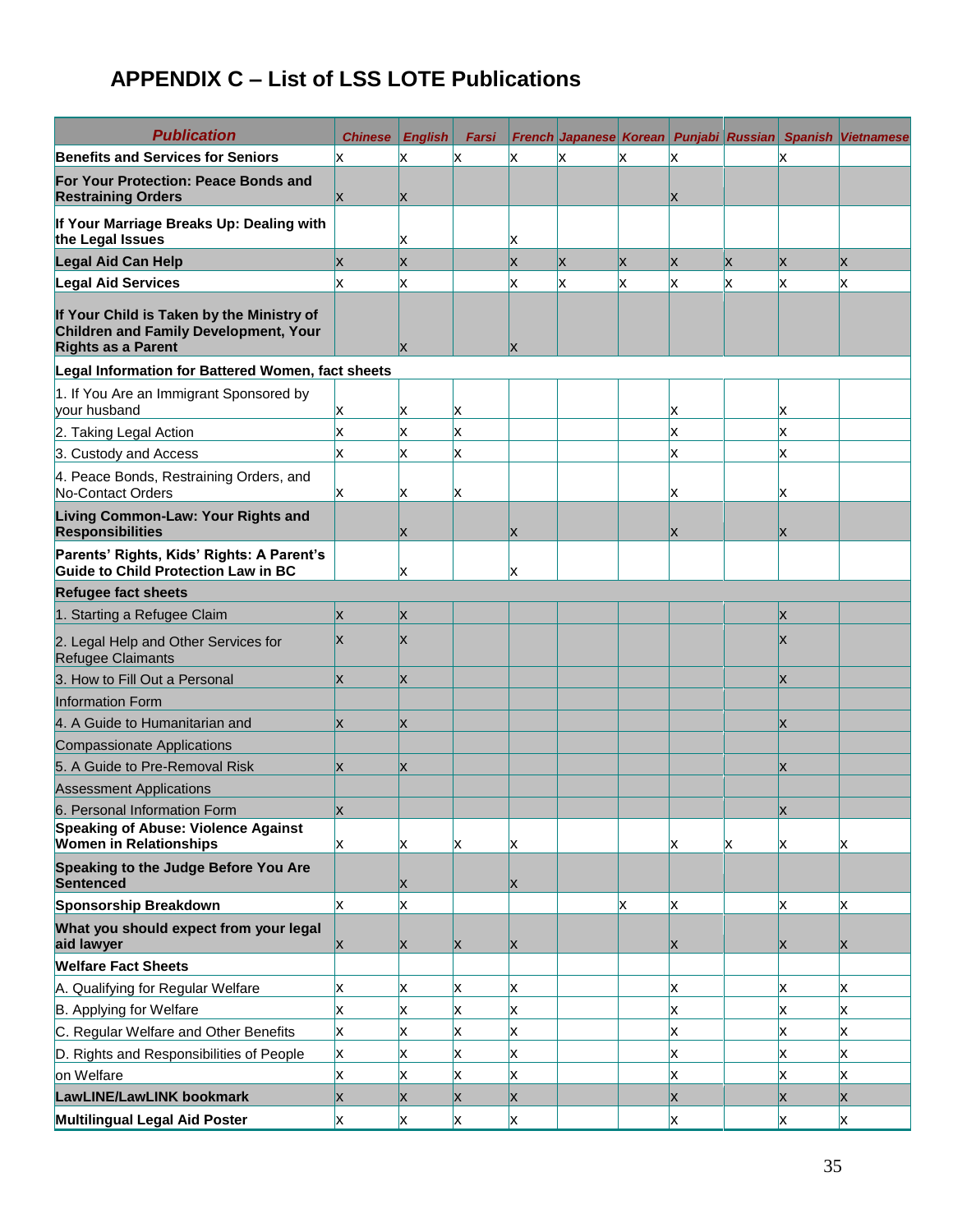# APPENDIX C – List of LSS LOTE Publications

| Publication | Chinese | English | Farsi | French | Japanese | Korean | Punjabi | Russian | Spanish | Vietnamese |
|---|---|---|---|---|---|---|---|---|---|---|
| **Benefits and Services for Seniors** | x | x | x | x | x | x | x | | x | |
| **For Your Protection: Peace Bonds and Restraining Orders** | x | x | | | | | x | | | |
| **If Your Marriage Breaks Up: Dealing with the Legal Issues** | | x | | x | | | | | | |
| **Legal Aid Can Help** | x | x | | x | x | x | x | x | x | x |
| **Legal Aid Services** | x | x | | x | x | x | x | x | x | x |
| **If Your Child is Taken by the Ministry of Children and Family Development, Your Rights as a Parent** | | x | | x | | | | | | |
| **Legal Information for Battered Women, fact sheets** | | | | | | | | | | |
| 1. If You Are an Immigrant Sponsored by your husband | x | x | x | | | | x | | x | |
| 2. Taking Legal Action | x | x | x | | | | x | | x | |
| 3. Custody and Access | x | x | x | | | | x | | x | |
| 4. Peace Bonds, Restraining Orders, and No-Contact Orders | x | x | x | | | | x | | x | |
| **Living Common-Law: Your Rights and Responsibilities** | | x | | x | | | x | | x | |
| **Parents' Rights, Kids' Rights: A Parent's Guide to Child Protection Law in BC** | | x | | x | | | | | | |
| **Refugee fact sheets** | | | | | | | | | | |
| 1. Starting a Refugee Claim | x | x | | | | | | | x | |
| 2. Legal Help and Other Services for Refugee Claimants | x | x | | | | | | | x | |
| 3. How to Fill Out a Personal Information Form | x | x | | | | | | | x | |
| 4. A Guide to Humanitarian and Compassionate Applications | x | x | | | | | | | x | |
| 5. A Guide to Pre-Removal Risk Assessment Applications | x | x | | | | | | | x | |
| 6. Personal Information Form | x | | | | | | | | x | |
| **Speaking of Abuse: Violence Against Women in Relationships** | x | x | x | x | | | x | x | x | x |
| **Speaking to the Judge Before You Are Sentenced** | | x | | x | | | | | | |
| **Sponsorship Breakdown** | x | x | | | | x | x | | x | x |
| **What you should expect from your legal aid lawyer** | x | x | x | x | | | x | | x | x |
| **Welfare Fact Sheets** | | | | | | | | | | |
| A. Qualifying for Regular Welfare | x | x | x | x | | | x | | x | x |
| B. Applying for Welfare | x | x | x | x | | | x | | x | x |
| C. Regular Welfare and Other Benefits | x | x | x | x | | | x | | x | x |
| D. Rights and Responsibilities of People on Welfare | x | x | x | x | | | x | | x | x |
| **LawLINE/LawLINK bookmark** | x | x | x | x | | | x | | x | x |
| **Multilingual Legal Aid Poster** | x | x | x | x | | | x | | x | x |